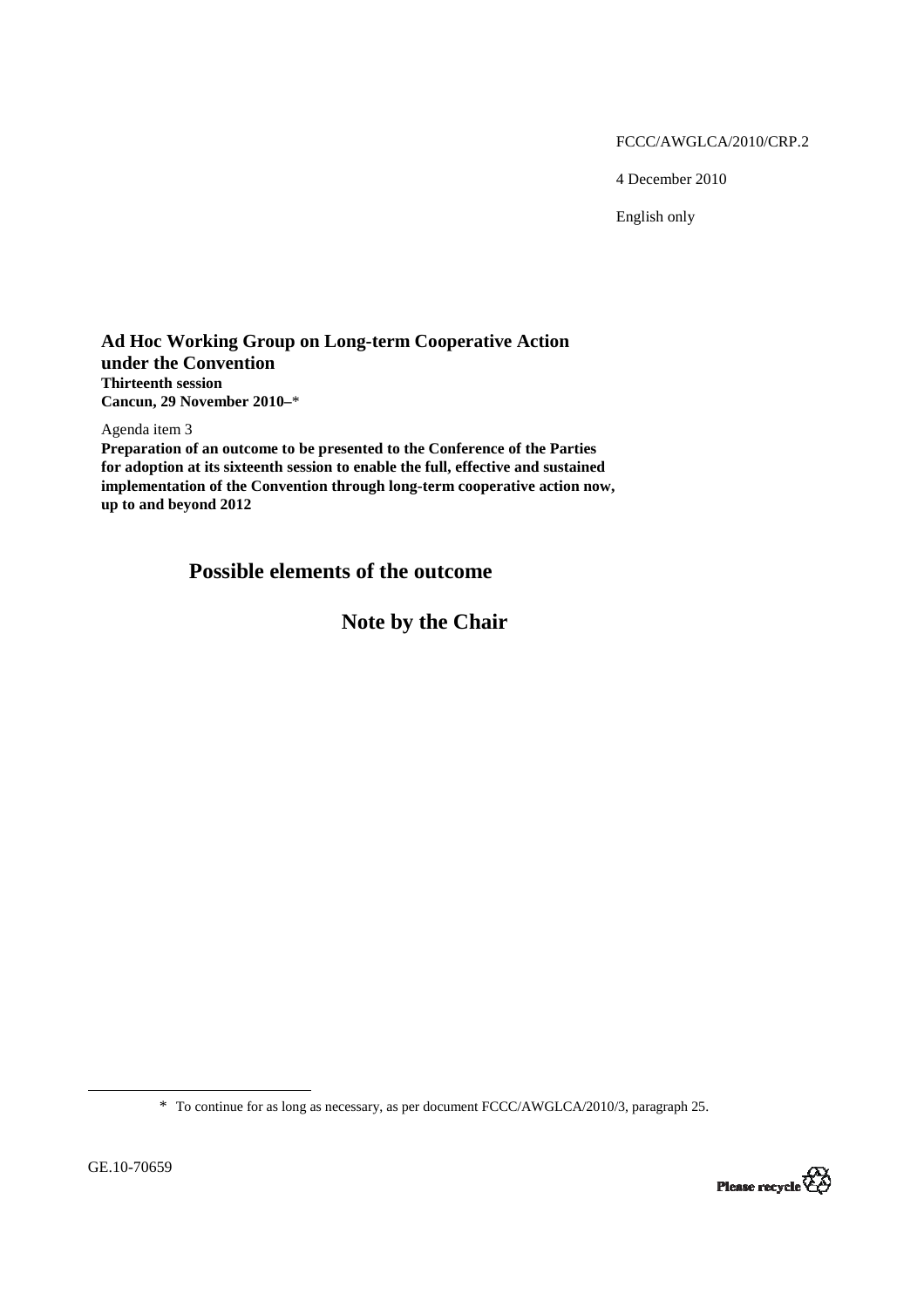FCCC/AWGLCA/2010/CRP.2

4 December 2010

English only

**Ad Hoc Working Group on Long-term Cooperative Action under the Convention**
**Thirteenth session**
**Cancun, 29 November 2010–***

Agenda item 3
**Preparation of an outcome to be presented to the Conference of the Parties for adoption at its sixteenth session to enable the full, effective and sustained implementation of the Convention through long-term cooperative action now, up to and beyond 2012**

# Possible elements of the outcome

## Note by the Chair

\* To continue for as long as necessary, as per document FCCC/AWGLCA/2010/3, paragraph 25.

GE.10-70659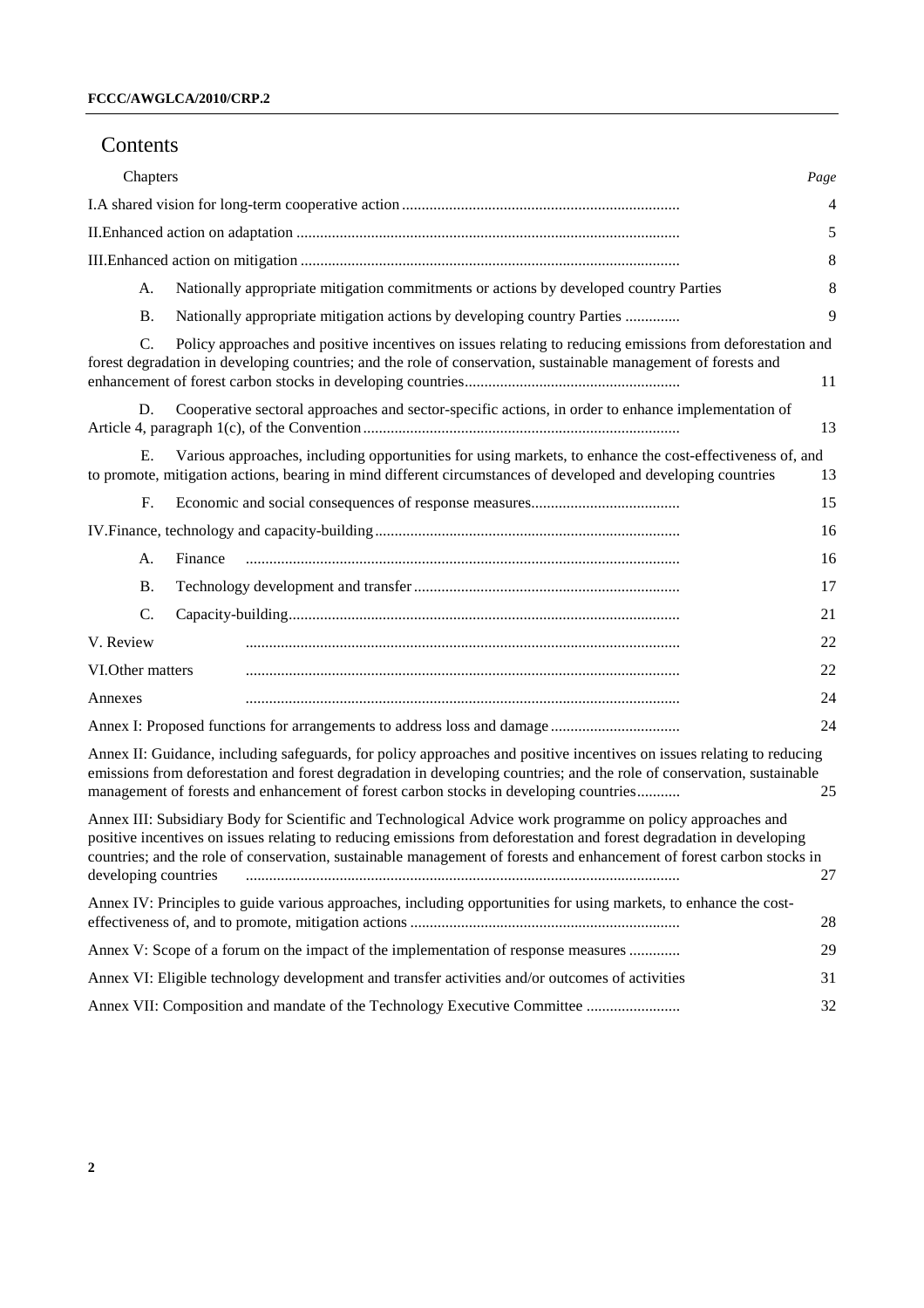# Contents

| Chapters | | Page |
|---|---|---|
| I. | A shared vision for long-term cooperative action | 4 |
| II. | Enhanced action on adaptation | 5 |
| III. | Enhanced action on mitigation | 8 |
| A. | Nationally appropriate mitigation commitments or actions by developed country Parties | 8 |
| B. | Nationally appropriate mitigation actions by developing country Parties | 9 |
| C. | Policy approaches and positive incentives on issues relating to reducing emissions from deforestation and forest degradation in developing countries; and the role of conservation, sustainable management of forests and enhancement of forest carbon stocks in developing countries | 11 |
| D. | Cooperative sectoral approaches and sector-specific actions, in order to enhance implementation of Article 4, paragraph 1(c), of the Convention | 13 |
| E. | Various approaches, including opportunities for using markets, to enhance the cost-effectiveness of, and to promote, mitigation actions, bearing in mind different circumstances of developed and developing countries | 13 |
| F. | Economic and social consequences of response measures | 15 |
| IV. | Finance, technology and capacity-building | 16 |
| A. | Finance | 16 |
| B. | Technology development and transfer | 17 |
| C. | Capacity-building | 21 |
| V. | Review | 22 |
| VI. | Other matters | 22 |
| Annexes | | 24 |
| | Annex I: Proposed functions for arrangements to address loss and damage | 24 |
| | Annex II: Guidance, including safeguards, for policy approaches and positive incentives on issues relating to reducing emissions from deforestation and forest degradation in developing countries; and the role of conservation, sustainable management of forests and enhancement of forest carbon stocks in developing countries | 25 |
| | Annex III: Subsidiary Body for Scientific and Technological Advice work programme on policy approaches and positive incentives on issues relating to reducing emissions from deforestation and forest degradation in developing countries; and the role of conservation, sustainable management of forests and enhancement of forest carbon stocks in developing countries | 27 |
| | Annex IV: Principles to guide various approaches, including opportunities for using markets, to enhance the cost-effectiveness of, and to promote, mitigation actions | 28 |
| | Annex V: Scope of a forum on the impact of the implementation of response measures | 29 |
| | Annex VI: Eligible technology development and transfer activities and/or outcomes of activities | 31 |
| | Annex VII: Composition and mandate of the Technology Executive Committee | 32 |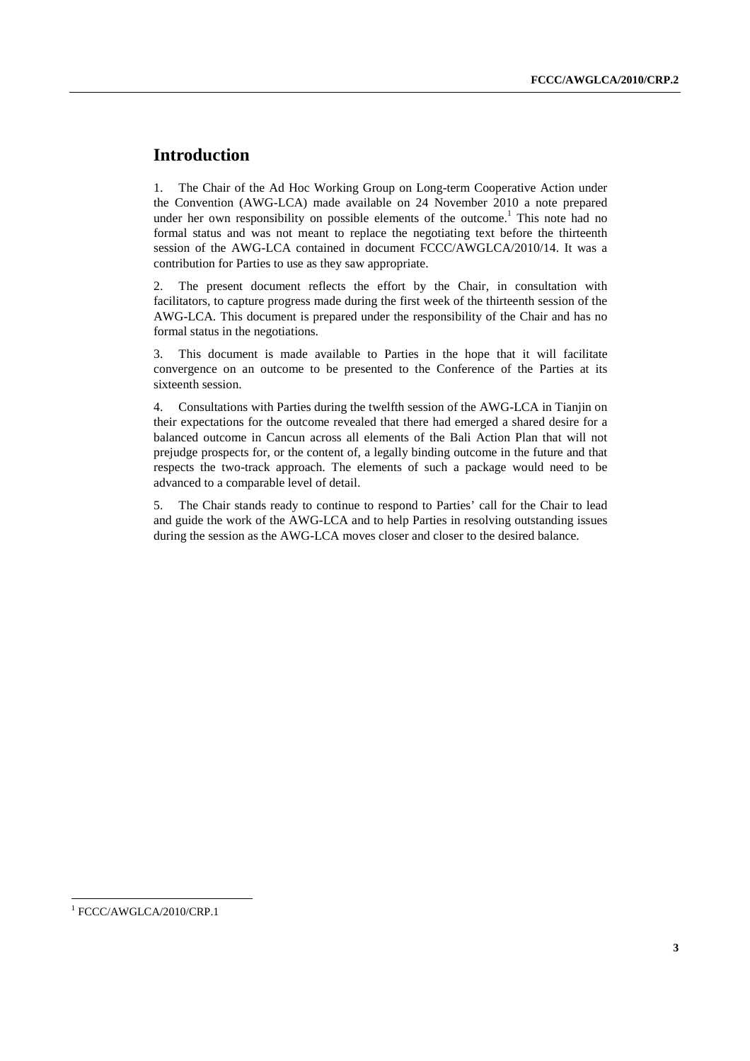## Introduction

1. The Chair of the Ad Hoc Working Group on Long-term Cooperative Action under the Convention (AWG-LCA) made available on 24 November 2010 a note prepared under her own responsibility on possible elements of the outcome.[1] This note had no formal status and was not meant to replace the negotiating text before the thirteenth session of the AWG-LCA contained in document FCCC/AWGLCA/2010/14. It was a contribution for Parties to use as they saw appropriate.

2. The present document reflects the effort by the Chair, in consultation with facilitators, to capture progress made during the first week of the thirteenth session of the AWG-LCA. This document is prepared under the responsibility of the Chair and has no formal status in the negotiations.

3. This document is made available to Parties in the hope that it will facilitate convergence on an outcome to be presented to the Conference of the Parties at its sixteenth session.

4. Consultations with Parties during the twelfth session of the AWG-LCA in Tianjin on their expectations for the outcome revealed that there had emerged a shared desire for a balanced outcome in Cancun across all elements of the Bali Action Plan that will not prejudge prospects for, or the content of, a legally binding outcome in the future and that respects the two-track approach. The elements of such a package would need to be advanced to a comparable level of detail.

5. The Chair stands ready to continue to respond to Parties' call for the Chair to lead and guide the work of the AWG-LCA and to help Parties in resolving outstanding issues during the session as the AWG-LCA moves closer and closer to the desired balance.

[1] FCCC/AWGLCA/2010/CRP.1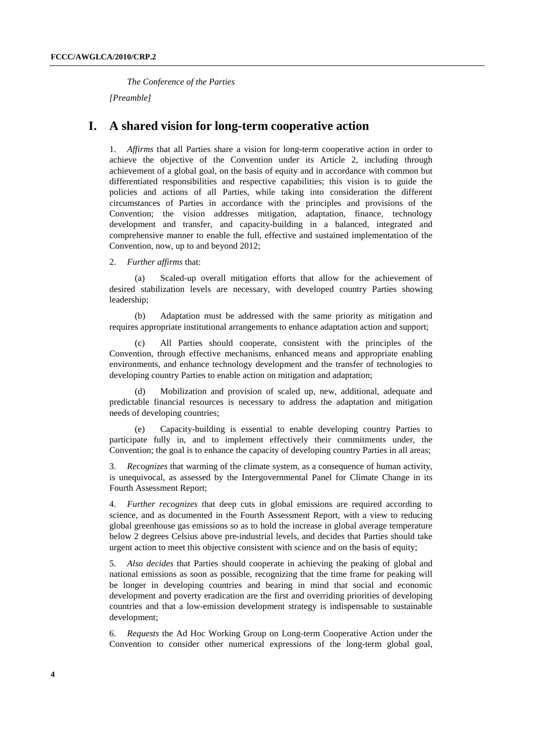*The Conference of the Parties*

*[Preamble]*

# I. A shared vision for long-term cooperative action

1. *Affirms* that all Parties share a vision for long-term cooperative action in order to achieve the objective of the Convention under its Article 2, including through achievement of a global goal, on the basis of equity and in accordance with common but differentiated responsibilities and respective capabilities; this vision is to guide the policies and actions of all Parties, while taking into consideration the different circumstances of Parties in accordance with the principles and provisions of the Convention; the vision addresses mitigation, adaptation, finance, technology development and transfer, and capacity-building in a balanced, integrated and comprehensive manner to enable the full, effective and sustained implementation of the Convention, now, up to and beyond 2012;

2. *Further affirms* that:

(a) Scaled-up overall mitigation efforts that allow for the achievement of desired stabilization levels are necessary, with developed country Parties showing leadership;

(b) Adaptation must be addressed with the same priority as mitigation and requires appropriate institutional arrangements to enhance adaptation action and support;

(c) All Parties should cooperate, consistent with the principles of the Convention, through effective mechanisms, enhanced means and appropriate enabling environments, and enhance technology development and the transfer of technologies to developing country Parties to enable action on mitigation and adaptation;

(d) Mobilization and provision of scaled up, new, additional, adequate and predictable financial resources is necessary to address the adaptation and mitigation needs of developing countries;

(e) Capacity-building is essential to enable developing country Parties to participate fully in, and to implement effectively their commitments under, the Convention; the goal is to enhance the capacity of developing country Parties in all areas;

3. *Recognizes* that warming of the climate system, as a consequence of human activity, is unequivocal, as assessed by the Intergovernmental Panel for Climate Change in its Fourth Assessment Report;

4. *Further recognizes* that deep cuts in global emissions are required according to science, and as documented in the Fourth Assessment Report, with a view to reducing global greenhouse gas emissions so as to hold the increase in global average temperature below 2 degrees Celsius above pre-industrial levels, and decides that Parties should take urgent action to meet this objective consistent with science and on the basis of equity;

5. *Also decides* that Parties should cooperate in achieving the peaking of global and national emissions as soon as possible, recognizing that the time frame for peaking will be longer in developing countries and bearing in mind that social and economic development and poverty eradication are the first and overriding priorities of developing countries and that a low-emission development strategy is indispensable to sustainable development;

6. *Requests* the Ad Hoc Working Group on Long-term Cooperative Action under the Convention to consider other numerical expressions of the long-term global goal,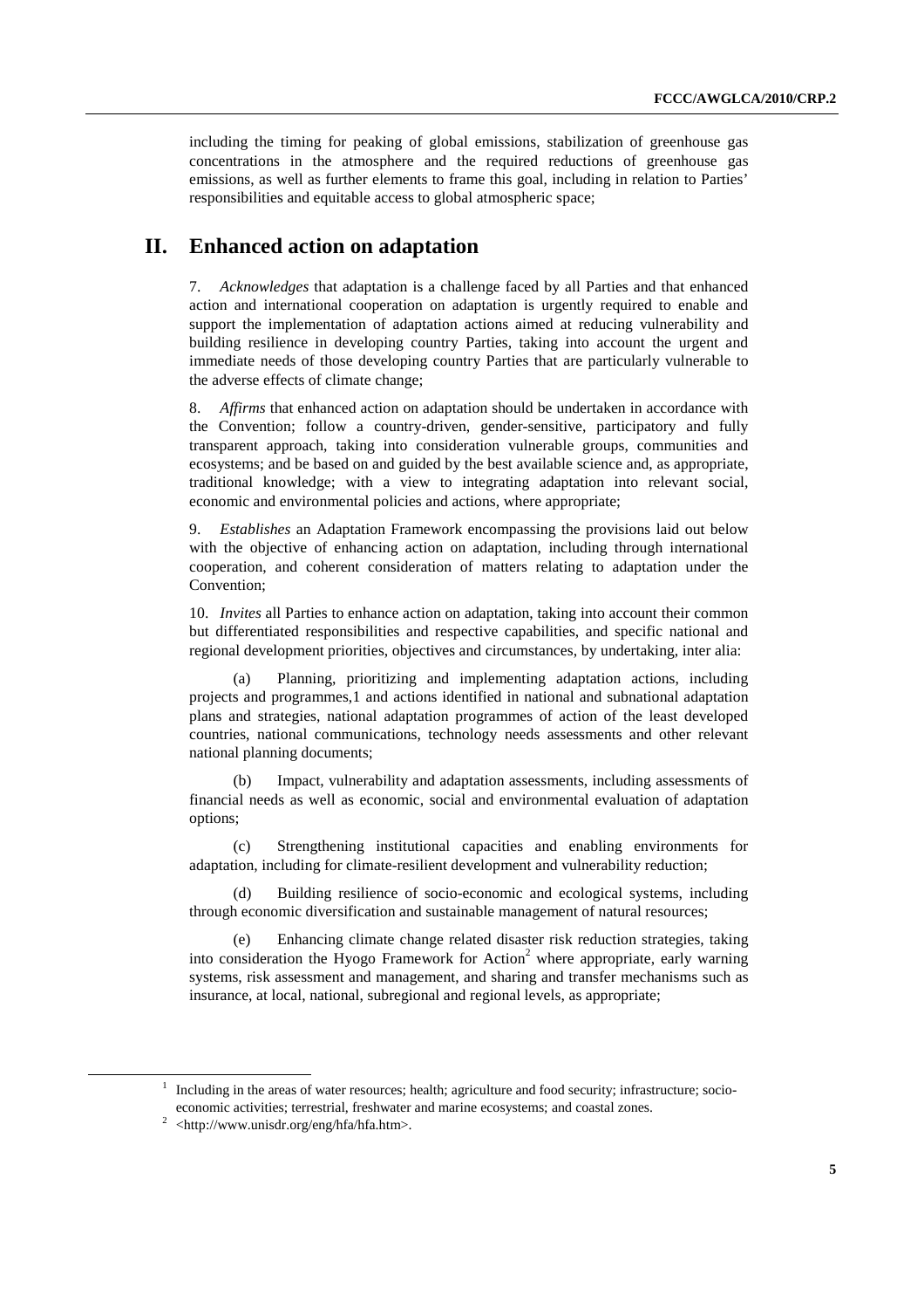including the timing for peaking of global emissions, stabilization of greenhouse gas concentrations in the atmosphere and the required reductions of greenhouse gas emissions, as well as further elements to frame this goal, including in relation to Parties' responsibilities and equitable access to global atmospheric space;

## II. Enhanced action on adaptation

7. *Acknowledges* that adaptation is a challenge faced by all Parties and that enhanced action and international cooperation on adaptation is urgently required to enable and support the implementation of adaptation actions aimed at reducing vulnerability and building resilience in developing country Parties, taking into account the urgent and immediate needs of those developing country Parties that are particularly vulnerable to the adverse effects of climate change;

8. *Affirms* that enhanced action on adaptation should be undertaken in accordance with the Convention; follow a country-driven, gender-sensitive, participatory and fully transparent approach, taking into consideration vulnerable groups, communities and ecosystems; and be based on and guided by the best available science and, as appropriate, traditional knowledge; with a view to integrating adaptation into relevant social, economic and environmental policies and actions, where appropriate;

9. *Establishes* an Adaptation Framework encompassing the provisions laid out below with the objective of enhancing action on adaptation, including through international cooperation, and coherent consideration of matters relating to adaptation under the Convention;

10. *Invites* all Parties to enhance action on adaptation, taking into account their common but differentiated responsibilities and respective capabilities, and specific national and regional development priorities, objectives and circumstances, by undertaking, inter alia:

(a) Planning, prioritizing and implementing adaptation actions, including projects and programmes,1 and actions identified in national and subnational adaptation plans and strategies, national adaptation programmes of action of the least developed countries, national communications, technology needs assessments and other relevant national planning documents;

(b) Impact, vulnerability and adaptation assessments, including assessments of financial needs as well as economic, social and environmental evaluation of adaptation options;

(c) Strengthening institutional capacities and enabling environments for adaptation, including for climate-resilient development and vulnerability reduction;

(d) Building resilience of socio-economic and ecological systems, including through economic diversification and sustainable management of natural resources;

(e) Enhancing climate change related disaster risk reduction strategies, taking into consideration the Hyogo Framework for Action[2] where appropriate, early warning systems, risk assessment and management, and sharing and transfer mechanisms such as insurance, at local, national, subregional and regional levels, as appropriate;

---

[1] Including in the areas of water resources; health; agriculture and food security; infrastructure; socio-economic activities; terrestrial, freshwater and marine ecosystems; and coastal zones.

[2] <http://www.unisdr.org/eng/hfa/hfa.htm>.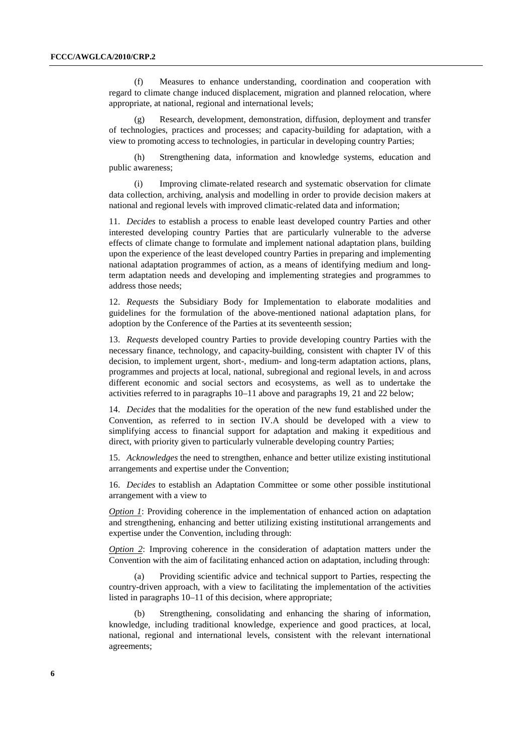(f) Measures to enhance understanding, coordination and cooperation with regard to climate change induced displacement, migration and planned relocation, where appropriate, at national, regional and international levels;

(g) Research, development, demonstration, diffusion, deployment and transfer of technologies, practices and processes; and capacity-building for adaptation, with a view to promoting access to technologies, in particular in developing country Parties;

(h) Strengthening data, information and knowledge systems, education and public awareness;

(i) Improving climate-related research and systematic observation for climate data collection, archiving, analysis and modelling in order to provide decision makers at national and regional levels with improved climatic-related data and information;

11. *Decides* to establish a process to enable least developed country Parties and other interested developing country Parties that are particularly vulnerable to the adverse effects of climate change to formulate and implement national adaptation plans, building upon the experience of the least developed country Parties in preparing and implementing national adaptation programmes of action, as a means of identifying medium and long-term adaptation needs and developing and implementing strategies and programmes to address those needs;

12. *Requests* the Subsidiary Body for Implementation to elaborate modalities and guidelines for the formulation of the above-mentioned national adaptation plans, for adoption by the Conference of the Parties at its seventeenth session;

13. *Requests* developed country Parties to provide developing country Parties with the necessary finance, technology, and capacity-building, consistent with chapter IV of this decision, to implement urgent, short-, medium- and long-term adaptation actions, plans, programmes and projects at local, national, subregional and regional levels, in and across different economic and social sectors and ecosystems, as well as to undertake the activities referred to in paragraphs 10–11 above and paragraphs 19, 21 and 22 below;

14. *Decides* that the modalities for the operation of the new fund established under the Convention, as referred to in section IV.A should be developed with a view to simplifying access to financial support for adaptation and making it expeditious and direct, with priority given to particularly vulnerable developing country Parties;

15. *Acknowledges* the need to strengthen, enhance and better utilize existing institutional arrangements and expertise under the Convention;

16. *Decides* to establish an Adaptation Committee or some other possible institutional arrangement with a view to

*Option 1*: Providing coherence in the implementation of enhanced action on adaptation and strengthening, enhancing and better utilizing existing institutional arrangements and expertise under the Convention, including through:

*Option 2*: Improving coherence in the consideration of adaptation matters under the Convention with the aim of facilitating enhanced action on adaptation, including through:

(a) Providing scientific advice and technical support to Parties, respecting the country-driven approach, with a view to facilitating the implementation of the activities listed in paragraphs 10–11 of this decision, where appropriate;

(b) Strengthening, consolidating and enhancing the sharing of information, knowledge, including traditional knowledge, experience and good practices, at local, national, regional and international levels, consistent with the relevant international agreements;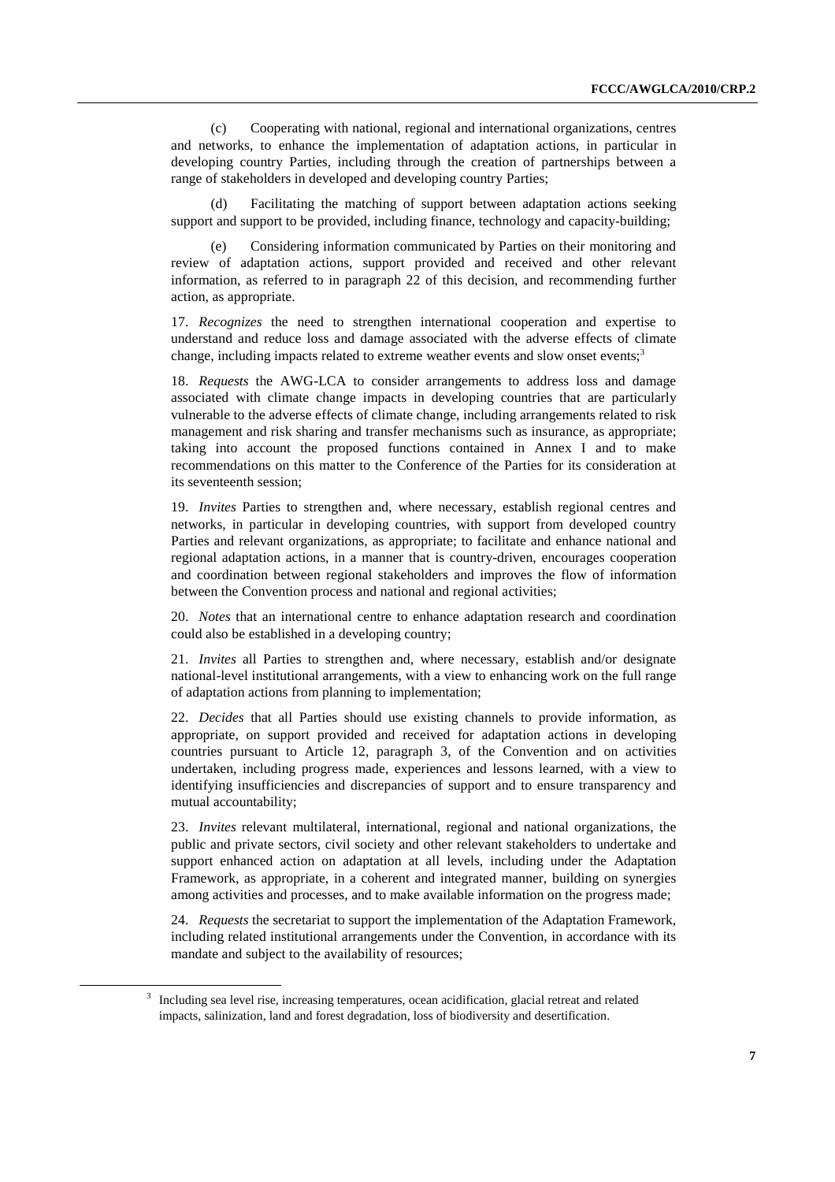(c) Cooperating with national, regional and international organizations, centres and networks, to enhance the implementation of adaptation actions, in particular in developing country Parties, including through the creation of partnerships between a range of stakeholders in developed and developing country Parties;

(d) Facilitating the matching of support between adaptation actions seeking support and support to be provided, including finance, technology and capacity-building;

(e) Considering information communicated by Parties on their monitoring and review of adaptation actions, support provided and received and other relevant information, as referred to in paragraph 22 of this decision, and recommending further action, as appropriate.

17. *Recognizes* the need to strengthen international cooperation and expertise to understand and reduce loss and damage associated with the adverse effects of climate change, including impacts related to extreme weather events and slow onset events;[3]

18. *Requests* the AWG-LCA to consider arrangements to address loss and damage associated with climate change impacts in developing countries that are particularly vulnerable to the adverse effects of climate change, including arrangements related to risk management and risk sharing and transfer mechanisms such as insurance, as appropriate; taking into account the proposed functions contained in Annex I and to make recommendations on this matter to the Conference of the Parties for its consideration at its seventeenth session;

19. *Invites* Parties to strengthen and, where necessary, establish regional centres and networks, in particular in developing countries, with support from developed country Parties and relevant organizations, as appropriate; to facilitate and enhance national and regional adaptation actions, in a manner that is country-driven, encourages cooperation and coordination between regional stakeholders and improves the flow of information between the Convention process and national and regional activities;

20. *Notes* that an international centre to enhance adaptation research and coordination could also be established in a developing country;

21. *Invites* all Parties to strengthen and, where necessary, establish and/or designate national-level institutional arrangements, with a view to enhancing work on the full range of adaptation actions from planning to implementation;

22. *Decides* that all Parties should use existing channels to provide information, as appropriate, on support provided and received for adaptation actions in developing countries pursuant to Article 12, paragraph 3, of the Convention and on activities undertaken, including progress made, experiences and lessons learned, with a view to identifying insufficiencies and discrepancies of support and to ensure transparency and mutual accountability;

23. *Invites* relevant multilateral, international, regional and national organizations, the public and private sectors, civil society and other relevant stakeholders to undertake and support enhanced action on adaptation at all levels, including under the Adaptation Framework, as appropriate, in a coherent and integrated manner, building on synergies among activities and processes, and to make available information on the progress made;

24. *Requests* the secretariat to support the implementation of the Adaptation Framework, including related institutional arrangements under the Convention, in accordance with its mandate and subject to the availability of resources;

[3] Including sea level rise, increasing temperatures, ocean acidification, glacial retreat and related impacts, salinization, land and forest degradation, loss of biodiversity and desertification.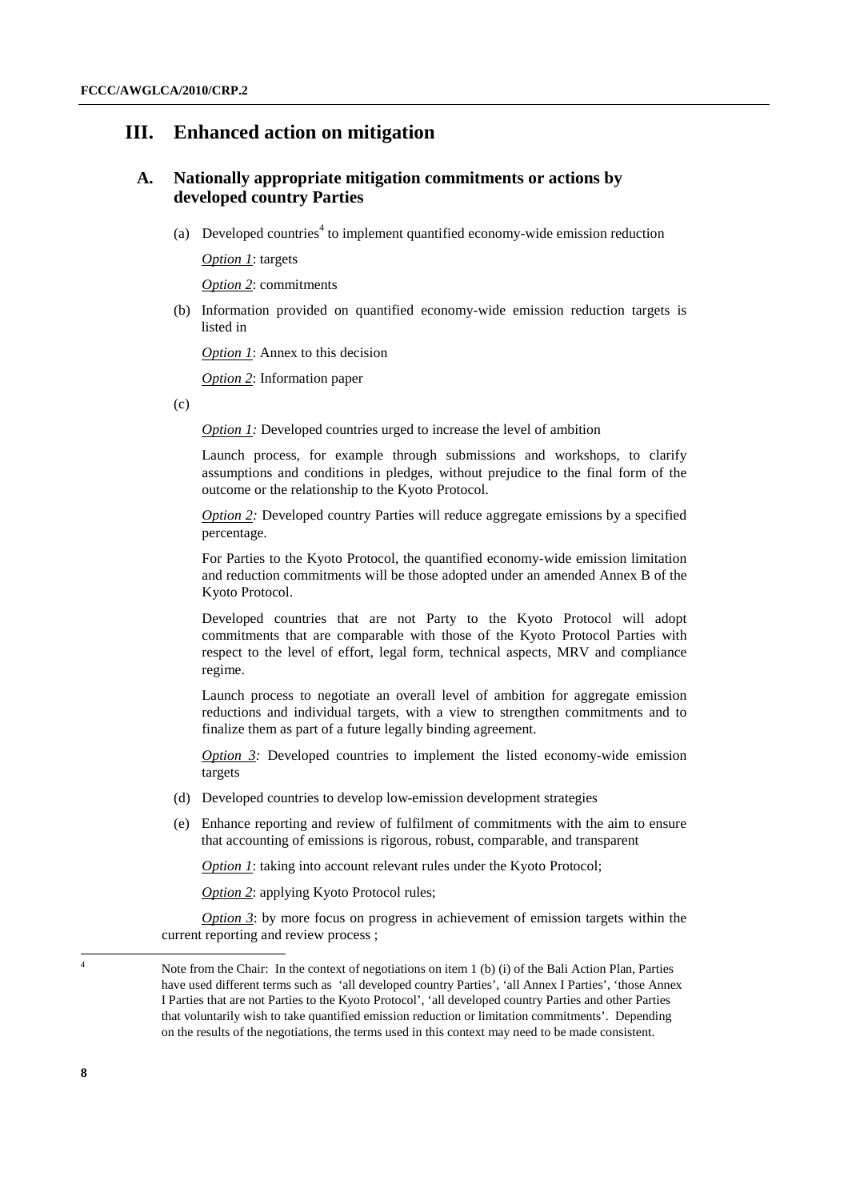## III. Enhanced action on mitigation

### A. Nationally appropriate mitigation commitments or actions by developed country Parties

(a) Developed countries[4] to implement quantified economy-wide emission reduction

*Option 1*: targets

*Option 2*: commitments

(b) Information provided on quantified economy-wide emission reduction targets is listed in

*Option 1*: Annex to this decision

*Option 2*: Information paper

(c)

*Option 1:* Developed countries urged to increase the level of ambition

Launch process, for example through submissions and workshops, to clarify assumptions and conditions in pledges, without prejudice to the final form of the outcome or the relationship to the Kyoto Protocol.

*Option 2:* Developed country Parties will reduce aggregate emissions by a specified percentage.

For Parties to the Kyoto Protocol, the quantified economy-wide emission limitation and reduction commitments will be those adopted under an amended Annex B of the Kyoto Protocol.

Developed countries that are not Party to the Kyoto Protocol will adopt commitments that are comparable with those of the Kyoto Protocol Parties with respect to the level of effort, legal form, technical aspects, MRV and compliance regime.

Launch process to negotiate an overall level of ambition for aggregate emission reductions and individual targets, with a view to strengthen commitments and to finalize them as part of a future legally binding agreement.

*Option 3:* Developed countries to implement the listed economy-wide emission targets

(d) Developed countries to develop low-emission development strategies

(e) Enhance reporting and review of fulfilment of commitments with the aim to ensure that accounting of emissions is rigorous, robust, comparable, and transparent

*Option 1*: taking into account relevant rules under the Kyoto Protocol;

*Option 2*: applying Kyoto Protocol rules;

*Option 3*: by more focus on progress in achievement of emission targets within the current reporting and review process ;

---

[4] Note from the Chair: In the context of negotiations on item 1 (b) (i) of the Bali Action Plan, Parties have used different terms such as 'all developed country Parties', 'all Annex I Parties', 'those Annex I Parties that are not Parties to the Kyoto Protocol', 'all developed country Parties and other Parties that voluntarily wish to take quantified emission reduction or limitation commitments'. Depending on the results of the negotiations, the terms used in this context may need to be made consistent.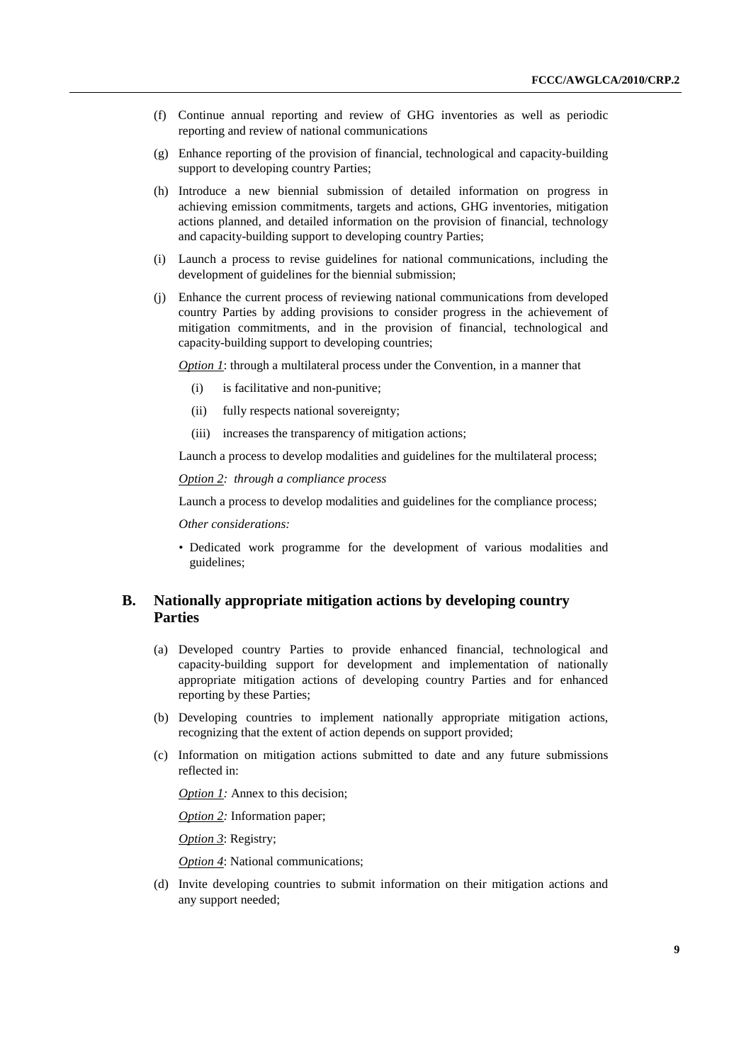(f) Continue annual reporting and review of GHG inventories as well as periodic reporting and review of national communications

(g) Enhance reporting of the provision of financial, technological and capacity-building support to developing country Parties;

(h) Introduce a new biennial submission of detailed information on progress in achieving emission commitments, targets and actions, GHG inventories, mitigation actions planned, and detailed information on the provision of financial, technology and capacity-building support to developing country Parties;

(i) Launch a process to revise guidelines for national communications, including the development of guidelines for the biennial submission;

(j) Enhance the current process of reviewing national communications from developed country Parties by adding provisions to consider progress in the achievement of mitigation commitments, and in the provision of financial, technological and capacity-building support to developing countries;

<u>*Option 1*</u>: through a multilateral process under the Convention, in a manner that

- (i) is facilitative and non-punitive;
- (ii) fully respects national sovereignty;
- (iii) increases the transparency of mitigation actions;

Launch a process to develop modalities and guidelines for the multilateral process;

<u>*Option 2*</u>*: through a compliance process*

Launch a process to develop modalities and guidelines for the compliance process;

*Other considerations:*

- Dedicated work programme for the development of various modalities and guidelines;

## B. Nationally appropriate mitigation actions by developing country Parties

(a) Developed country Parties to provide enhanced financial, technological and capacity-building support for development and implementation of nationally appropriate mitigation actions of developing country Parties and for enhanced reporting by these Parties;

(b) Developing countries to implement nationally appropriate mitigation actions, recognizing that the extent of action depends on support provided;

(c) Information on mitigation actions submitted to date and any future submissions reflected in:

<u>*Option 1*</u>*:* Annex to this decision;

<u>*Option 2*</u>*:* Information paper;

<u>*Option 3*</u>: Registry;

<u>*Option 4*</u>: National communications;

(d) Invite developing countries to submit information on their mitigation actions and any support needed;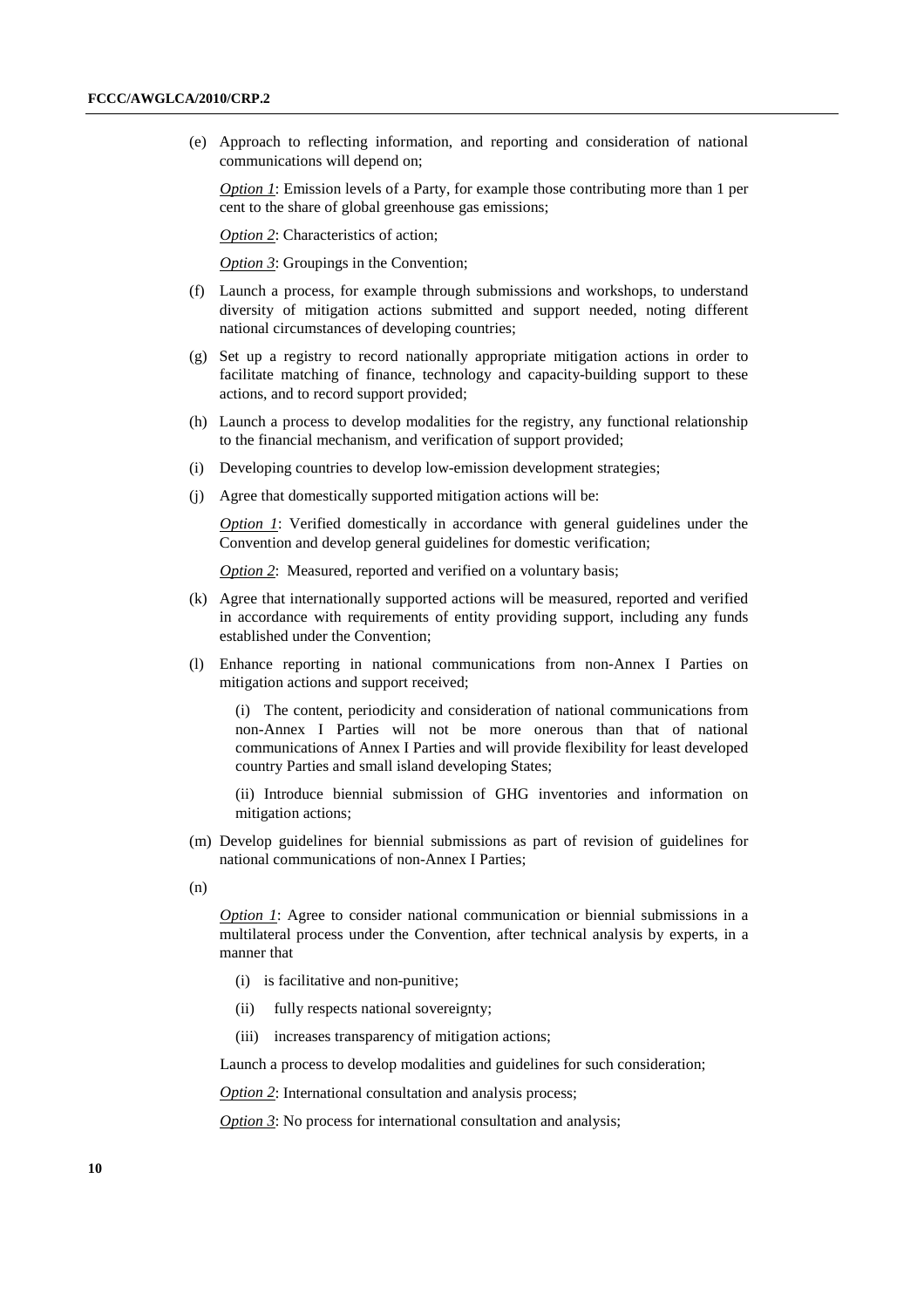(e) Approach to reflecting information, and reporting and consideration of national communications will depend on;

*Option 1*: Emission levels of a Party, for example those contributing more than 1 per cent to the share of global greenhouse gas emissions;

*Option 2*: Characteristics of action;

*Option 3*: Groupings in the Convention;

(f) Launch a process, for example through submissions and workshops, to understand diversity of mitigation actions submitted and support needed, noting different national circumstances of developing countries;

(g) Set up a registry to record nationally appropriate mitigation actions in order to facilitate matching of finance, technology and capacity-building support to these actions, and to record support provided;

(h) Launch a process to develop modalities for the registry, any functional relationship to the financial mechanism, and verification of support provided;

(i) Developing countries to develop low-emission development strategies;

(j) Agree that domestically supported mitigation actions will be:

*Option 1*: Verified domestically in accordance with general guidelines under the Convention and develop general guidelines for domestic verification;

*Option 2*: Measured, reported and verified on a voluntary basis;

(k) Agree that internationally supported actions will be measured, reported and verified in accordance with requirements of entity providing support, including any funds established under the Convention;

(l) Enhance reporting in national communications from non-Annex I Parties on mitigation actions and support received;

(i) The content, periodicity and consideration of national communications from non-Annex I Parties will not be more onerous than that of national communications of Annex I Parties and will provide flexibility for least developed country Parties and small island developing States;

(ii) Introduce biennial submission of GHG inventories and information on mitigation actions;

(m) Develop guidelines for biennial submissions as part of revision of guidelines for national communications of non-Annex I Parties;

(n)

*Option 1*: Agree to consider national communication or biennial submissions in a multilateral process under the Convention, after technical analysis by experts, in a manner that

(i) is facilitative and non-punitive;

(ii) fully respects national sovereignty;

(iii) increases transparency of mitigation actions;

Launch a process to develop modalities and guidelines for such consideration;

*Option 2*: International consultation and analysis process;

*Option 3*: No process for international consultation and analysis;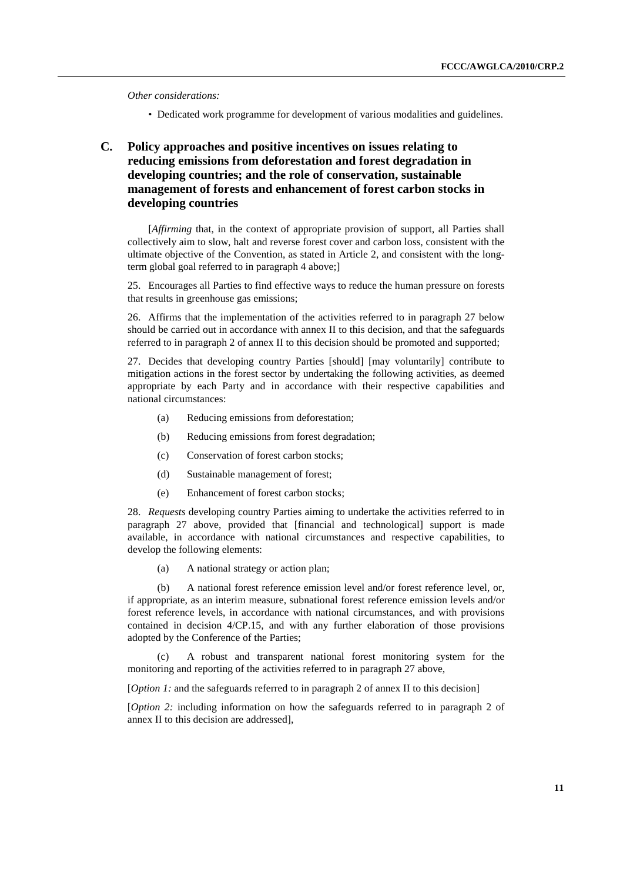*Other considerations:*

- Dedicated work programme for development of various modalities and guidelines.

## C. Policy approaches and positive incentives on issues relating to reducing emissions from deforestation and forest degradation in developing countries; and the role of conservation, sustainable management of forests and enhancement of forest carbon stocks in developing countries

[*Affirming* that, in the context of appropriate provision of support, all Parties shall collectively aim to slow, halt and reverse forest cover and carbon loss, consistent with the ultimate objective of the Convention, as stated in Article 2, and consistent with the long-term global goal referred to in paragraph 4 above;]

25. Encourages all Parties to find effective ways to reduce the human pressure on forests that results in greenhouse gas emissions;

26. Affirms that the implementation of the activities referred to in paragraph 27 below should be carried out in accordance with annex II to this decision, and that the safeguards referred to in paragraph 2 of annex II to this decision should be promoted and supported;

27. Decides that developing country Parties [should] [may voluntarily] contribute to mitigation actions in the forest sector by undertaking the following activities, as deemed appropriate by each Party and in accordance with their respective capabilities and national circumstances:

(a) Reducing emissions from deforestation;

(b) Reducing emissions from forest degradation;

(c) Conservation of forest carbon stocks;

(d) Sustainable management of forest;

(e) Enhancement of forest carbon stocks;

28. *Requests* developing country Parties aiming to undertake the activities referred to in paragraph 27 above, provided that [financial and technological] support is made available, in accordance with national circumstances and respective capabilities, to develop the following elements:

(a) A national strategy or action plan;

(b) A national forest reference emission level and/or forest reference level, or, if appropriate, as an interim measure, subnational forest reference emission levels and/or forest reference levels, in accordance with national circumstances, and with provisions contained in decision 4/CP.15, and with any further elaboration of those provisions adopted by the Conference of the Parties;

(c) A robust and transparent national forest monitoring system for the monitoring and reporting of the activities referred to in paragraph 27 above,

[*Option 1:* and the safeguards referred to in paragraph 2 of annex II to this decision]

[*Option 2:* including information on how the safeguards referred to in paragraph 2 of annex II to this decision are addressed],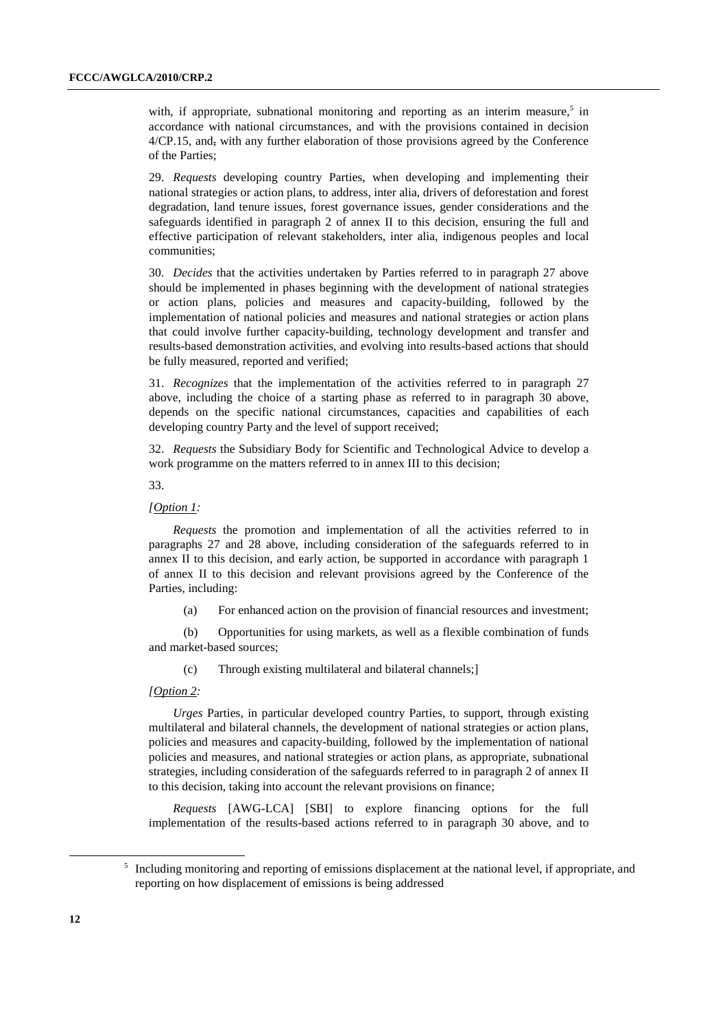with, if appropriate, subnational monitoring and reporting as an interim measure,[5] in accordance with national circumstances, and with the provisions contained in decision 4/CP.15, and, with any further elaboration of those provisions agreed by the Conference of the Parties;

29. *Requests* developing country Parties, when developing and implementing their national strategies or action plans, to address, inter alia, drivers of deforestation and forest degradation, land tenure issues, forest governance issues, gender considerations and the safeguards identified in paragraph 2 of annex II to this decision, ensuring the full and effective participation of relevant stakeholders, inter alia, indigenous peoples and local communities;

30. *Decides* that the activities undertaken by Parties referred to in paragraph 27 above should be implemented in phases beginning with the development of national strategies or action plans, policies and measures and capacity-building, followed by the implementation of national policies and measures and national strategies or action plans that could involve further capacity-building, technology development and transfer and results-based demonstration activities, and evolving into results-based actions that should be fully measured, reported and verified;

31. *Recognizes* that the implementation of the activities referred to in paragraph 27 above, including the choice of a starting phase as referred to in paragraph 30 above, depends on the specific national circumstances, capacities and capabilities of each developing country Party and the level of support received;

32. *Requests* the Subsidiary Body for Scientific and Technological Advice to develop a work programme on the matters referred to in annex III to this decision;

33.

*[Option 1:*

*Requests* the promotion and implementation of all the activities referred to in paragraphs 27 and 28 above, including consideration of the safeguards referred to in annex II to this decision, and early action, be supported in accordance with paragraph 1 of annex II to this decision and relevant provisions agreed by the Conference of the Parties, including:

(a) For enhanced action on the provision of financial resources and investment;

(b) Opportunities for using markets, as well as a flexible combination of funds and market-based sources;

(c) Through existing multilateral and bilateral channels;]

*[Option 2:*

*Urges* Parties, in particular developed country Parties, to support, through existing multilateral and bilateral channels, the development of national strategies or action plans, policies and measures and capacity-building, followed by the implementation of national policies and measures, and national strategies or action plans, as appropriate, subnational strategies, including consideration of the safeguards referred to in paragraph 2 of annex II to this decision, taking into account the relevant provisions on finance;

*Requests* [AWG-LCA] [SBI] to explore financing options for the full implementation of the results-based actions referred to in paragraph 30 above, and to

[5] Including monitoring and reporting of emissions displacement at the national level, if appropriate, and reporting on how displacement of emissions is being addressed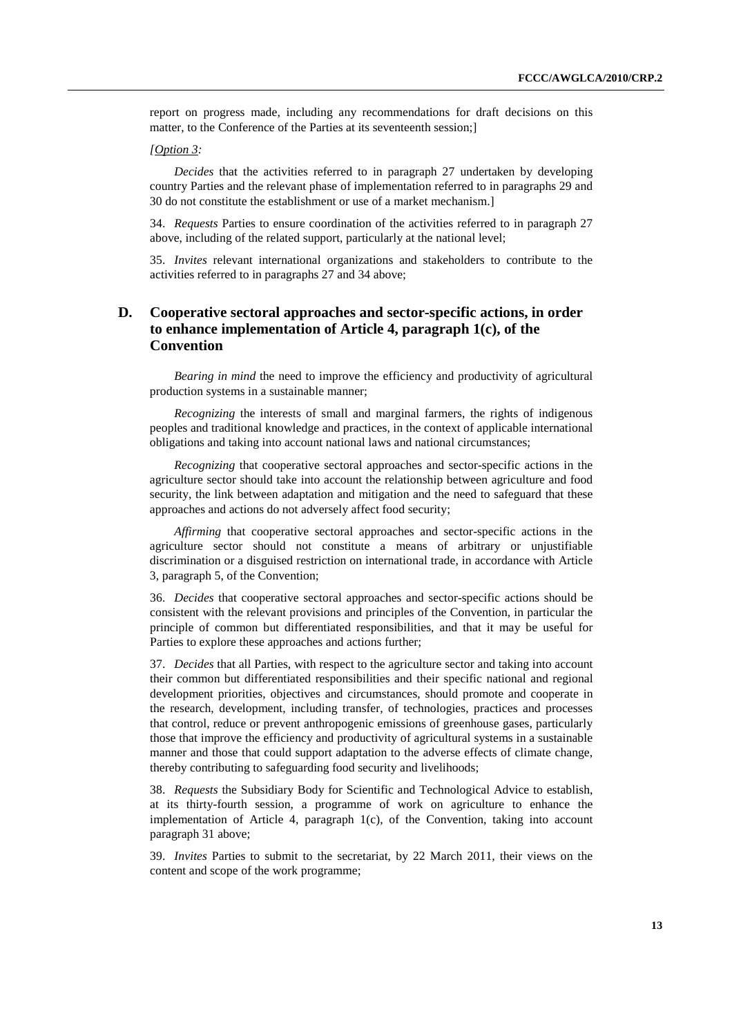report on progress made, including any recommendations for draft decisions on this matter, to the Conference of the Parties at its seventeenth session;]

*[Option 3:*

*Decides* that the activities referred to in paragraph 27 undertaken by developing country Parties and the relevant phase of implementation referred to in paragraphs 29 and 30 do not constitute the establishment or use of a market mechanism.]

34. *Requests* Parties to ensure coordination of the activities referred to in paragraph 27 above, including of the related support, particularly at the national level;

35. *Invites* relevant international organizations and stakeholders to contribute to the activities referred to in paragraphs 27 and 34 above;

## D. Cooperative sectoral approaches and sector-specific actions, in order to enhance implementation of Article 4, paragraph 1(c), of the Convention

*Bearing in mind* the need to improve the efficiency and productivity of agricultural production systems in a sustainable manner;

*Recognizing* the interests of small and marginal farmers, the rights of indigenous peoples and traditional knowledge and practices, in the context of applicable international obligations and taking into account national laws and national circumstances;

*Recognizing* that cooperative sectoral approaches and sector-specific actions in the agriculture sector should take into account the relationship between agriculture and food security, the link between adaptation and mitigation and the need to safeguard that these approaches and actions do not adversely affect food security;

*Affirming* that cooperative sectoral approaches and sector-specific actions in the agriculture sector should not constitute a means of arbitrary or unjustifiable discrimination or a disguised restriction on international trade, in accordance with Article 3, paragraph 5, of the Convention;

36. *Decides* that cooperative sectoral approaches and sector-specific actions should be consistent with the relevant provisions and principles of the Convention, in particular the principle of common but differentiated responsibilities, and that it may be useful for Parties to explore these approaches and actions further;

37. *Decides* that all Parties, with respect to the agriculture sector and taking into account their common but differentiated responsibilities and their specific national and regional development priorities, objectives and circumstances, should promote and cooperate in the research, development, including transfer, of technologies, practices and processes that control, reduce or prevent anthropogenic emissions of greenhouse gases, particularly those that improve the efficiency and productivity of agricultural systems in a sustainable manner and those that could support adaptation to the adverse effects of climate change, thereby contributing to safeguarding food security and livelihoods;

38. *Requests* the Subsidiary Body for Scientific and Technological Advice to establish, at its thirty-fourth session, a programme of work on agriculture to enhance the implementation of Article 4, paragraph 1(c), of the Convention, taking into account paragraph 31 above;

39. *Invites* Parties to submit to the secretariat, by 22 March 2011, their views on the content and scope of the work programme;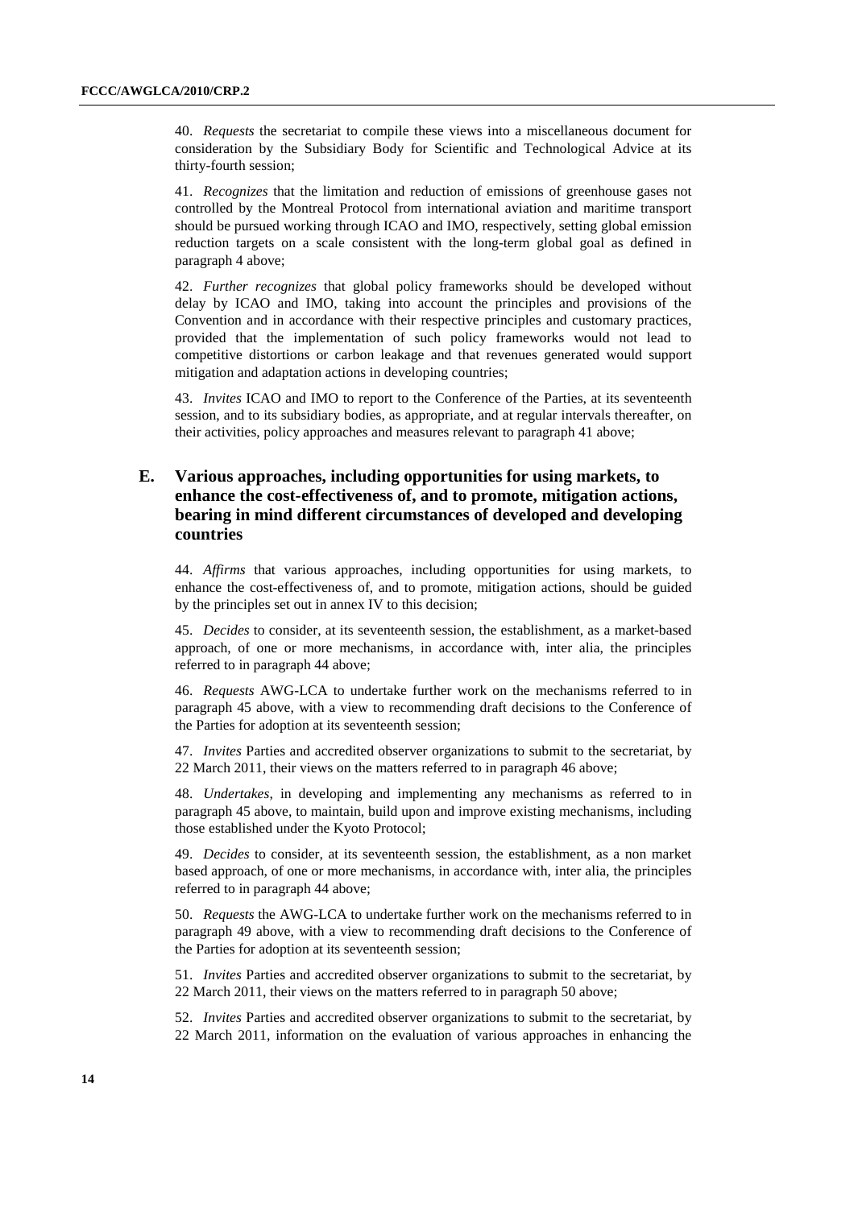40. *Requests* the secretariat to compile these views into a miscellaneous document for consideration by the Subsidiary Body for Scientific and Technological Advice at its thirty-fourth session;

41. *Recognizes* that the limitation and reduction of emissions of greenhouse gases not controlled by the Montreal Protocol from international aviation and maritime transport should be pursued working through ICAO and IMO, respectively, setting global emission reduction targets on a scale consistent with the long-term global goal as defined in paragraph 4 above;

42. *Further recognizes* that global policy frameworks should be developed without delay by ICAO and IMO, taking into account the principles and provisions of the Convention and in accordance with their respective principles and customary practices, provided that the implementation of such policy frameworks would not lead to competitive distortions or carbon leakage and that revenues generated would support mitigation and adaptation actions in developing countries;

43. *Invites* ICAO and IMO to report to the Conference of the Parties, at its seventeenth session, and to its subsidiary bodies, as appropriate, and at regular intervals thereafter, on their activities, policy approaches and measures relevant to paragraph 41 above;

## E. Various approaches, including opportunities for using markets, to enhance the cost-effectiveness of, and to promote, mitigation actions, bearing in mind different circumstances of developed and developing countries

44. *Affirms* that various approaches, including opportunities for using markets, to enhance the cost-effectiveness of, and to promote, mitigation actions, should be guided by the principles set out in annex IV to this decision;

45. *Decides* to consider, at its seventeenth session, the establishment, as a market-based approach, of one or more mechanisms, in accordance with, inter alia, the principles referred to in paragraph 44 above;

46. *Requests* AWG-LCA to undertake further work on the mechanisms referred to in paragraph 45 above, with a view to recommending draft decisions to the Conference of the Parties for adoption at its seventeenth session;

47. *Invites* Parties and accredited observer organizations to submit to the secretariat, by 22 March 2011, their views on the matters referred to in paragraph 46 above;

48. *Undertakes*, in developing and implementing any mechanisms as referred to in paragraph 45 above, to maintain, build upon and improve existing mechanisms, including those established under the Kyoto Protocol;

49. *Decides* to consider, at its seventeenth session, the establishment, as a non market based approach, of one or more mechanisms, in accordance with, inter alia, the principles referred to in paragraph 44 above;

50. *Requests* the AWG-LCA to undertake further work on the mechanisms referred to in paragraph 49 above, with a view to recommending draft decisions to the Conference of the Parties for adoption at its seventeenth session;

51. *Invites* Parties and accredited observer organizations to submit to the secretariat, by 22 March 2011, their views on the matters referred to in paragraph 50 above;

52. *Invites* Parties and accredited observer organizations to submit to the secretariat, by 22 March 2011, information on the evaluation of various approaches in enhancing the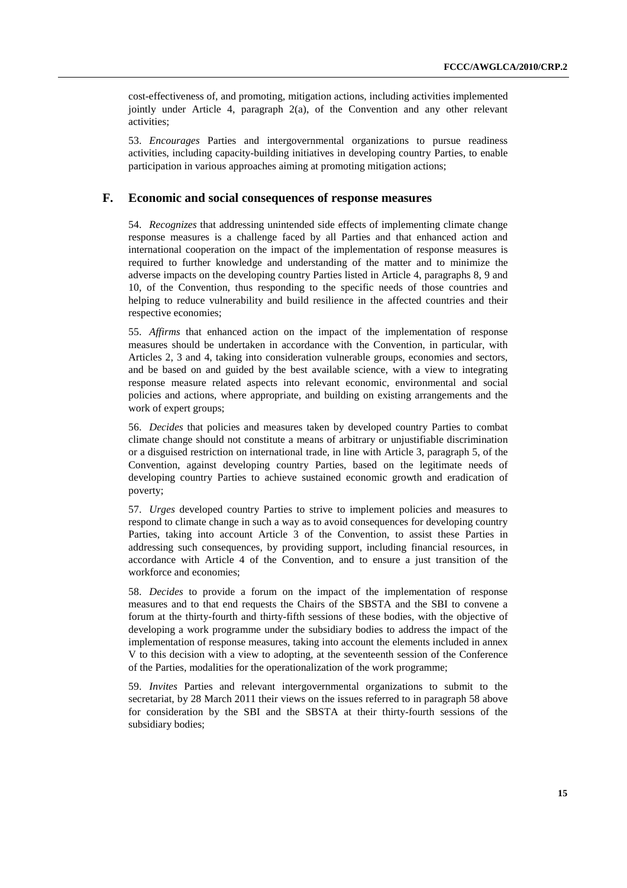cost-effectiveness of, and promoting, mitigation actions, including activities implemented jointly under Article 4, paragraph 2(a), of the Convention and any other relevant activities;

53. *Encourages* Parties and intergovernmental organizations to pursue readiness activities, including capacity-building initiatives in developing country Parties, to enable participation in various approaches aiming at promoting mitigation actions;

## F. Economic and social consequences of response measures

54. *Recognizes* that addressing unintended side effects of implementing climate change response measures is a challenge faced by all Parties and that enhanced action and international cooperation on the impact of the implementation of response measures is required to further knowledge and understanding of the matter and to minimize the adverse impacts on the developing country Parties listed in Article 4, paragraphs 8, 9 and 10, of the Convention, thus responding to the specific needs of those countries and helping to reduce vulnerability and build resilience in the affected countries and their respective economies;

55. *Affirms* that enhanced action on the impact of the implementation of response measures should be undertaken in accordance with the Convention, in particular, with Articles 2, 3 and 4, taking into consideration vulnerable groups, economies and sectors, and be based on and guided by the best available science, with a view to integrating response measure related aspects into relevant economic, environmental and social policies and actions, where appropriate, and building on existing arrangements and the work of expert groups;

56. *Decides* that policies and measures taken by developed country Parties to combat climate change should not constitute a means of arbitrary or unjustifiable discrimination or a disguised restriction on international trade, in line with Article 3, paragraph 5, of the Convention, against developing country Parties, based on the legitimate needs of developing country Parties to achieve sustained economic growth and eradication of poverty;

57. *Urges* developed country Parties to strive to implement policies and measures to respond to climate change in such a way as to avoid consequences for developing country Parties, taking into account Article 3 of the Convention, to assist these Parties in addressing such consequences, by providing support, including financial resources, in accordance with Article 4 of the Convention, and to ensure a just transition of the workforce and economies;

58. *Decides* to provide a forum on the impact of the implementation of response measures and to that end requests the Chairs of the SBSTA and the SBI to convene a forum at the thirty-fourth and thirty-fifth sessions of these bodies, with the objective of developing a work programme under the subsidiary bodies to address the impact of the implementation of response measures, taking into account the elements included in annex V to this decision with a view to adopting, at the seventeenth session of the Conference of the Parties, modalities for the operationalization of the work programme;

59. *Invites* Parties and relevant intergovernmental organizations to submit to the secretariat, by 28 March 2011 their views on the issues referred to in paragraph 58 above for consideration by the SBI and the SBSTA at their thirty-fourth sessions of the subsidiary bodies;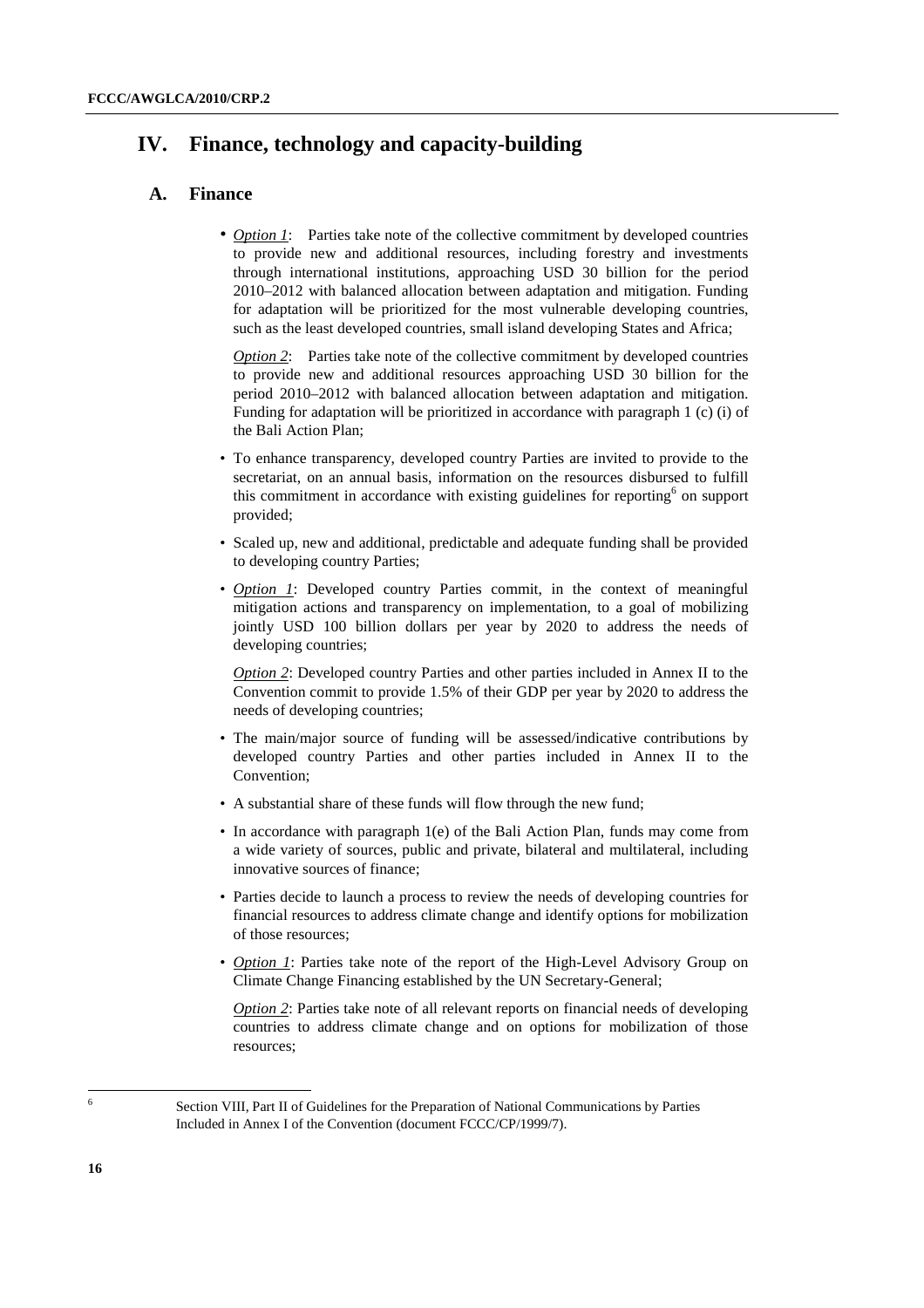# IV. Finance, technology and capacity-building

## A. Finance

- *Option 1*: Parties take note of the collective commitment by developed countries to provide new and additional resources, including forestry and investments through international institutions, approaching USD 30 billion for the period 2010–2012 with balanced allocation between adaptation and mitigation. Funding for adaptation will be prioritized for the most vulnerable developing countries, such as the least developed countries, small island developing States and Africa;

  *Option 2*: Parties take note of the collective commitment by developed countries to provide new and additional resources approaching USD 30 billion for the period 2010–2012 with balanced allocation between adaptation and mitigation. Funding for adaptation will be prioritized in accordance with paragraph 1 (c) (i) of the Bali Action Plan;

- To enhance transparency, developed country Parties are invited to provide to the secretariat, on an annual basis, information on the resources disbursed to fulfill this commitment in accordance with existing guidelines for reporting[6] on support provided;
- Scaled up, new and additional, predictable and adequate funding shall be provided to developing country Parties;
- *Option 1*: Developed country Parties commit, in the context of meaningful mitigation actions and transparency on implementation, to a goal of mobilizing jointly USD 100 billion dollars per year by 2020 to address the needs of developing countries;

  *Option 2*: Developed country Parties and other parties included in Annex II to the Convention commit to provide 1.5% of their GDP per year by 2020 to address the needs of developing countries;

- The main/major source of funding will be assessed/indicative contributions by developed country Parties and other parties included in Annex II to the Convention;
- A substantial share of these funds will flow through the new fund;
- In accordance with paragraph 1(e) of the Bali Action Plan, funds may come from a wide variety of sources, public and private, bilateral and multilateral, including innovative sources of finance;
- Parties decide to launch a process to review the needs of developing countries for financial resources to address climate change and identify options for mobilization of those resources;
- *Option 1*: Parties take note of the report of the High-Level Advisory Group on Climate Change Financing established by the UN Secretary-General;

  *Option 2*: Parties take note of all relevant reports on financial needs of developing countries to address climate change and on options for mobilization of those resources;

---

[6] Section VIII, Part II of Guidelines for the Preparation of National Communications by Parties Included in Annex I of the Convention (document FCCC/CP/1999/7).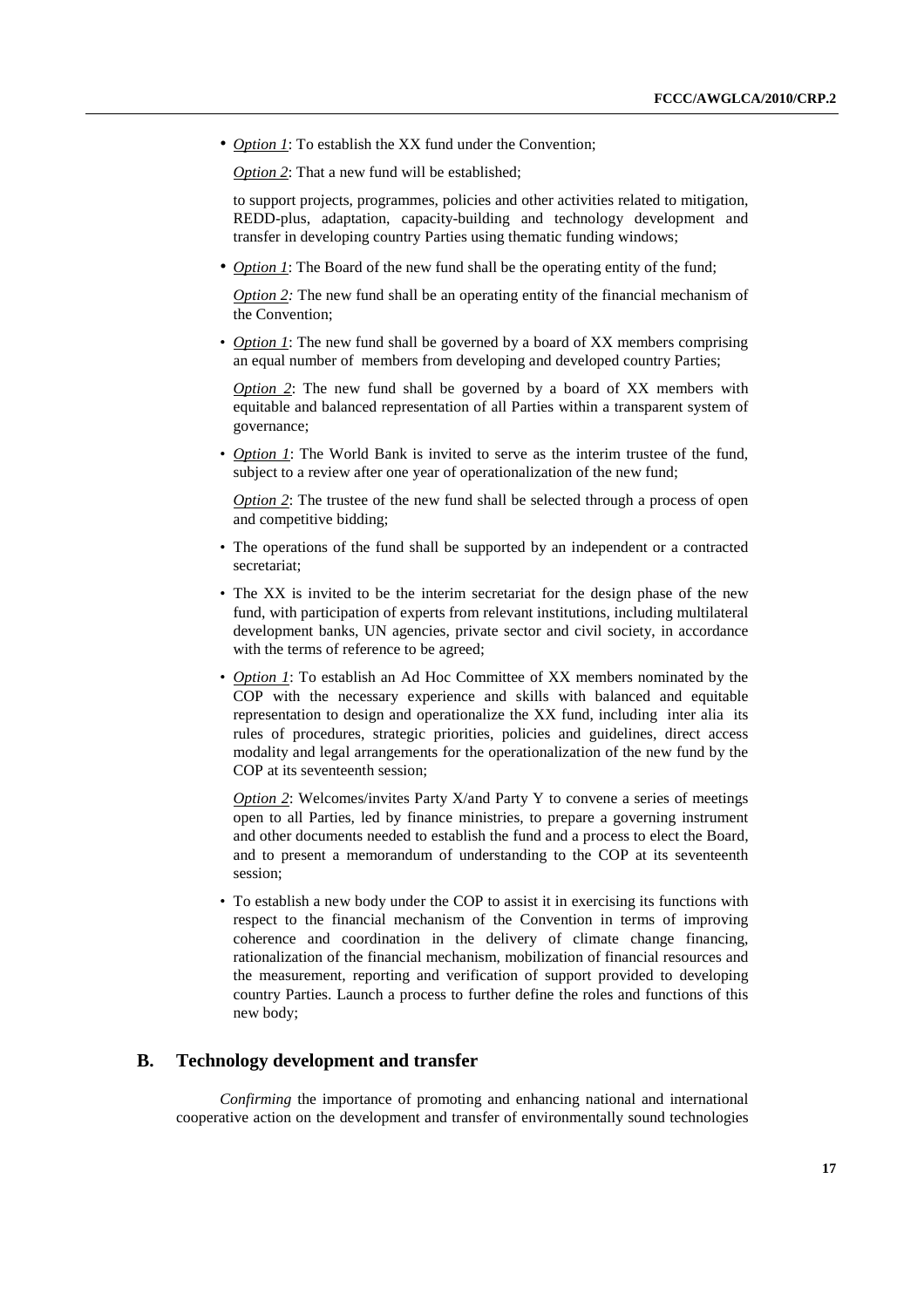- *Option 1*: To establish the XX fund under the Convention;

  *Option 2*: That a new fund will be established;

  to support projects, programmes, policies and other activities related to mitigation, REDD-plus, adaptation, capacity-building and technology development and transfer in developing country Parties using thematic funding windows;

- *Option 1*: The Board of the new fund shall be the operating entity of the fund;

  *Option 2:* The new fund shall be an operating entity of the financial mechanism of the Convention;

- *Option 1*: The new fund shall be governed by a board of XX members comprising an equal number of members from developing and developed country Parties;

  *Option 2*: The new fund shall be governed by a board of XX members with equitable and balanced representation of all Parties within a transparent system of governance;

- *Option 1*: The World Bank is invited to serve as the interim trustee of the fund, subject to a review after one year of operationalization of the new fund;

  *Option 2*: The trustee of the new fund shall be selected through a process of open and competitive bidding;

- The operations of the fund shall be supported by an independent or a contracted secretariat;

- The XX is invited to be the interim secretariat for the design phase of the new fund, with participation of experts from relevant institutions, including multilateral development banks, UN agencies, private sector and civil society, in accordance with the terms of reference to be agreed;

- *Option 1*: To establish an Ad Hoc Committee of XX members nominated by the COP with the necessary experience and skills with balanced and equitable representation to design and operationalize the XX fund, including inter alia its rules of procedures, strategic priorities, policies and guidelines, direct access modality and legal arrangements for the operationalization of the new fund by the COP at its seventeenth session;

  *Option 2*: Welcomes/invites Party X/and Party Y to convene a series of meetings open to all Parties, led by finance ministries, to prepare a governing instrument and other documents needed to establish the fund and a process to elect the Board, and to present a memorandum of understanding to the COP at its seventeenth session;

- To establish a new body under the COP to assist it in exercising its functions with respect to the financial mechanism of the Convention in terms of improving coherence and coordination in the delivery of climate change financing, rationalization of the financial mechanism, mobilization of financial resources and the measurement, reporting and verification of support provided to developing country Parties. Launch a process to further define the roles and functions of this new body;

## B. Technology development and transfer

*Confirming* the importance of promoting and enhancing national and international cooperative action on the development and transfer of environmentally sound technologies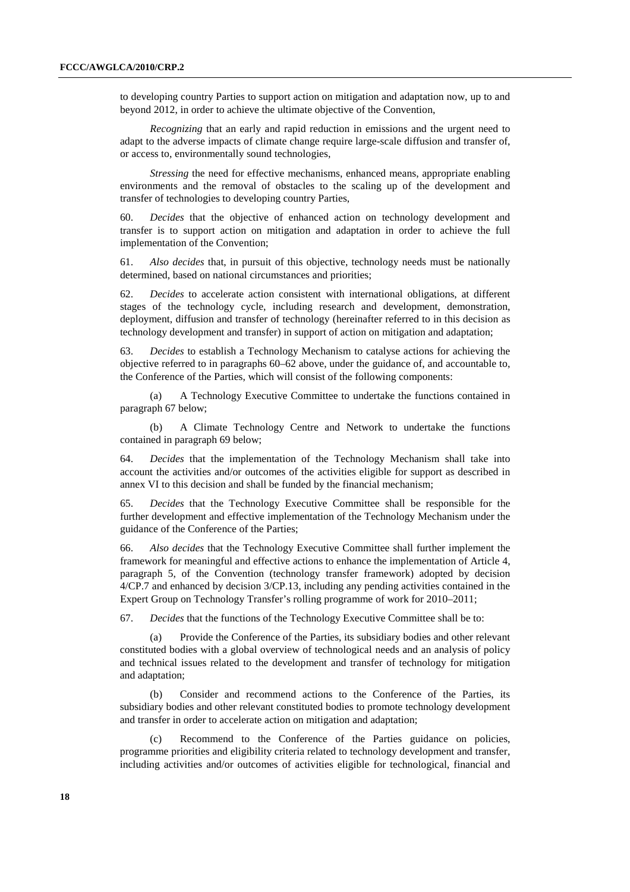to developing country Parties to support action on mitigation and adaptation now, up to and beyond 2012, in order to achieve the ultimate objective of the Convention,

*Recognizing* that an early and rapid reduction in emissions and the urgent need to adapt to the adverse impacts of climate change require large-scale diffusion and transfer of, or access to, environmentally sound technologies,

*Stressing* the need for effective mechanisms, enhanced means, appropriate enabling environments and the removal of obstacles to the scaling up of the development and transfer of technologies to developing country Parties,

60. *Decides* that the objective of enhanced action on technology development and transfer is to support action on mitigation and adaptation in order to achieve the full implementation of the Convention;

61. *Also decides* that, in pursuit of this objective, technology needs must be nationally determined, based on national circumstances and priorities;

62. *Decides* to accelerate action consistent with international obligations, at different stages of the technology cycle, including research and development, demonstration, deployment, diffusion and transfer of technology (hereinafter referred to in this decision as technology development and transfer) in support of action on mitigation and adaptation;

63. *Decides* to establish a Technology Mechanism to catalyse actions for achieving the objective referred to in paragraphs 60–62 above, under the guidance of, and accountable to, the Conference of the Parties, which will consist of the following components:

(a) A Technology Executive Committee to undertake the functions contained in paragraph 67 below;

(b) A Climate Technology Centre and Network to undertake the functions contained in paragraph 69 below;

64. *Decides* that the implementation of the Technology Mechanism shall take into account the activities and/or outcomes of the activities eligible for support as described in annex VI to this decision and shall be funded by the financial mechanism;

65. *Decides* that the Technology Executive Committee shall be responsible for the further development and effective implementation of the Technology Mechanism under the guidance of the Conference of the Parties;

66. *Also decides* that the Technology Executive Committee shall further implement the framework for meaningful and effective actions to enhance the implementation of Article 4, paragraph 5, of the Convention (technology transfer framework) adopted by decision 4/CP.7 and enhanced by decision 3/CP.13, including any pending activities contained in the Expert Group on Technology Transfer's rolling programme of work for 2010–2011;

67. *Decides* that the functions of the Technology Executive Committee shall be to:

(a) Provide the Conference of the Parties, its subsidiary bodies and other relevant constituted bodies with a global overview of technological needs and an analysis of policy and technical issues related to the development and transfer of technology for mitigation and adaptation;

(b) Consider and recommend actions to the Conference of the Parties, its subsidiary bodies and other relevant constituted bodies to promote technology development and transfer in order to accelerate action on mitigation and adaptation;

(c) Recommend to the Conference of the Parties guidance on policies, programme priorities and eligibility criteria related to technology development and transfer, including activities and/or outcomes of activities eligible for technological, financial and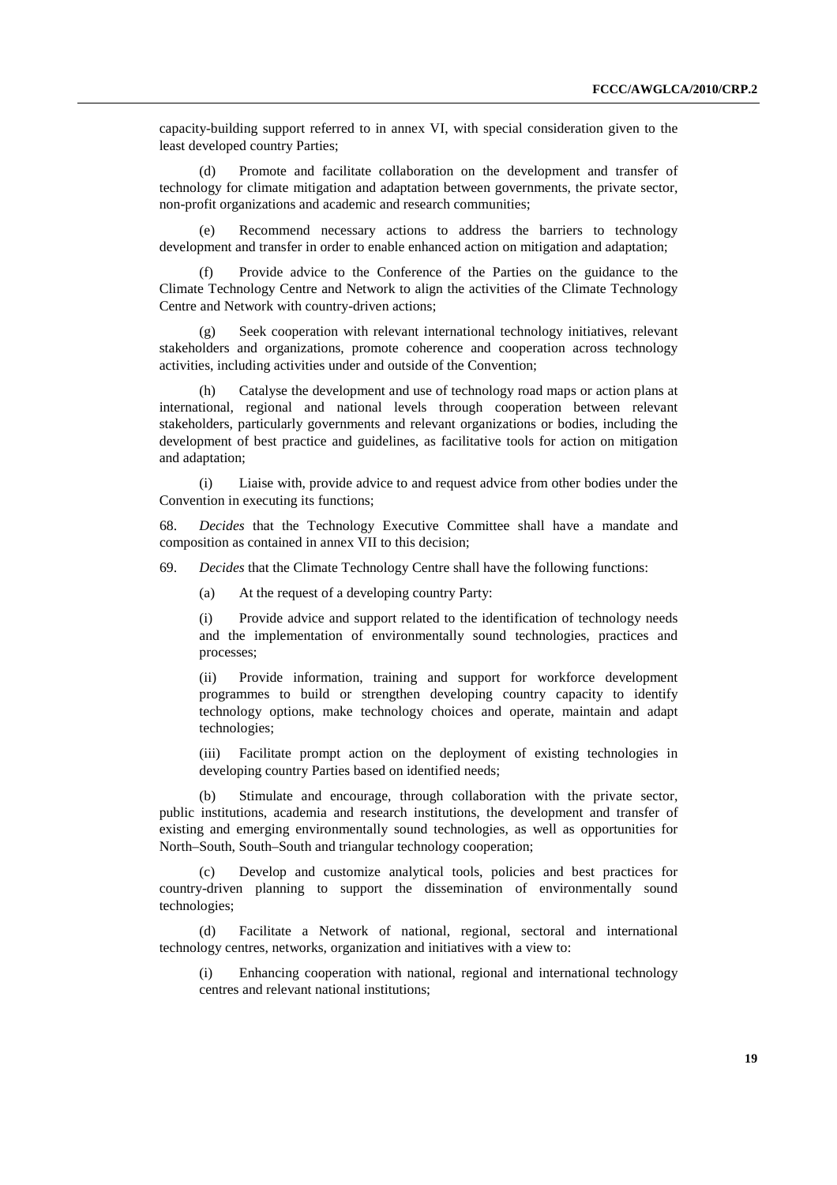capacity-building support referred to in annex VI, with special consideration given to the least developed country Parties;

(d) Promote and facilitate collaboration on the development and transfer of technology for climate mitigation and adaptation between governments, the private sector, non-profit organizations and academic and research communities;

(e) Recommend necessary actions to address the barriers to technology development and transfer in order to enable enhanced action on mitigation and adaptation;

(f) Provide advice to the Conference of the Parties on the guidance to the Climate Technology Centre and Network to align the activities of the Climate Technology Centre and Network with country-driven actions;

(g) Seek cooperation with relevant international technology initiatives, relevant stakeholders and organizations, promote coherence and cooperation across technology activities, including activities under and outside of the Convention;

(h) Catalyse the development and use of technology road maps or action plans at international, regional and national levels through cooperation between relevant stakeholders, particularly governments and relevant organizations or bodies, including the development of best practice and guidelines, as facilitative tools for action on mitigation and adaptation;

(i) Liaise with, provide advice to and request advice from other bodies under the Convention in executing its functions;

68. *Decides* that the Technology Executive Committee shall have a mandate and composition as contained in annex VII to this decision;

69. *Decides* that the Climate Technology Centre shall have the following functions:

(a) At the request of a developing country Party:

(i) Provide advice and support related to the identification of technology needs and the implementation of environmentally sound technologies, practices and processes;

(ii) Provide information, training and support for workforce development programmes to build or strengthen developing country capacity to identify technology options, make technology choices and operate, maintain and adapt technologies;

(iii) Facilitate prompt action on the deployment of existing technologies in developing country Parties based on identified needs;

(b) Stimulate and encourage, through collaboration with the private sector, public institutions, academia and research institutions, the development and transfer of existing and emerging environmentally sound technologies, as well as opportunities for North–South, South–South and triangular technology cooperation;

(c) Develop and customize analytical tools, policies and best practices for country-driven planning to support the dissemination of environmentally sound technologies;

(d) Facilitate a Network of national, regional, sectoral and international technology centres, networks, organization and initiatives with a view to:

(i) Enhancing cooperation with national, regional and international technology centres and relevant national institutions;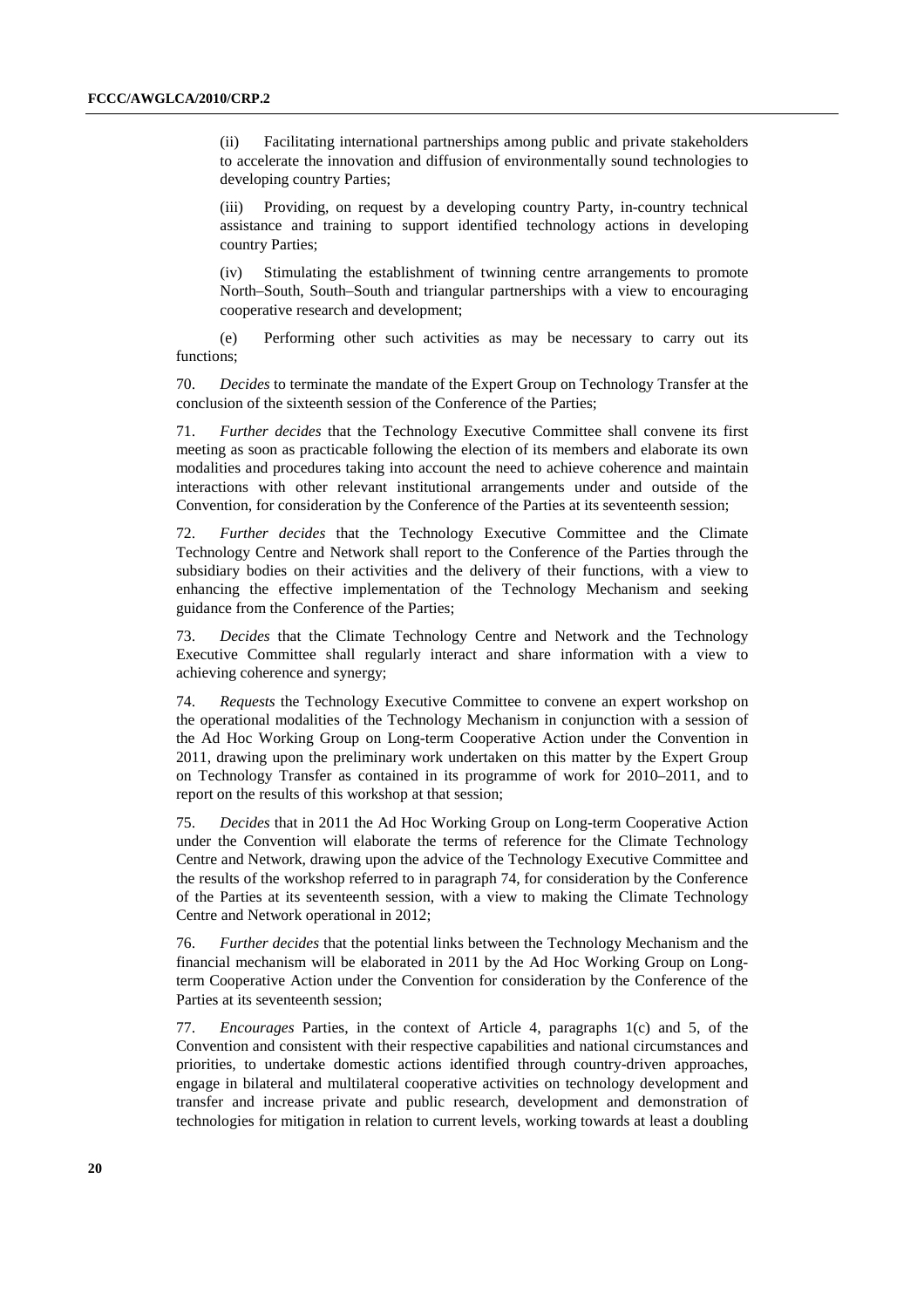(ii) Facilitating international partnerships among public and private stakeholders to accelerate the innovation and diffusion of environmentally sound technologies to developing country Parties;

(iii) Providing, on request by a developing country Party, in-country technical assistance and training to support identified technology actions in developing country Parties;

(iv) Stimulating the establishment of twinning centre arrangements to promote North–South, South–South and triangular partnerships with a view to encouraging cooperative research and development;

(e) Performing other such activities as may be necessary to carry out its functions;

70. *Decides* to terminate the mandate of the Expert Group on Technology Transfer at the conclusion of the sixteenth session of the Conference of the Parties;

71. *Further decides* that the Technology Executive Committee shall convene its first meeting as soon as practicable following the election of its members and elaborate its own modalities and procedures taking into account the need to achieve coherence and maintain interactions with other relevant institutional arrangements under and outside of the Convention, for consideration by the Conference of the Parties at its seventeenth session;

72. *Further decides* that the Technology Executive Committee and the Climate Technology Centre and Network shall report to the Conference of the Parties through the subsidiary bodies on their activities and the delivery of their functions, with a view to enhancing the effective implementation of the Technology Mechanism and seeking guidance from the Conference of the Parties;

73. *Decides* that the Climate Technology Centre and Network and the Technology Executive Committee shall regularly interact and share information with a view to achieving coherence and synergy;

74. *Requests* the Technology Executive Committee to convene an expert workshop on the operational modalities of the Technology Mechanism in conjunction with a session of the Ad Hoc Working Group on Long-term Cooperative Action under the Convention in 2011, drawing upon the preliminary work undertaken on this matter by the Expert Group on Technology Transfer as contained in its programme of work for 2010–2011, and to report on the results of this workshop at that session;

75. *Decides* that in 2011 the Ad Hoc Working Group on Long-term Cooperative Action under the Convention will elaborate the terms of reference for the Climate Technology Centre and Network, drawing upon the advice of the Technology Executive Committee and the results of the workshop referred to in paragraph 74, for consideration by the Conference of the Parties at its seventeenth session, with a view to making the Climate Technology Centre and Network operational in 2012;

76. *Further decides* that the potential links between the Technology Mechanism and the financial mechanism will be elaborated in 2011 by the Ad Hoc Working Group on Long-term Cooperative Action under the Convention for consideration by the Conference of the Parties at its seventeenth session;

77. *Encourages* Parties, in the context of Article 4, paragraphs 1(c) and 5, of the Convention and consistent with their respective capabilities and national circumstances and priorities, to undertake domestic actions identified through country-driven approaches, engage in bilateral and multilateral cooperative activities on technology development and transfer and increase private and public research, development and demonstration of technologies for mitigation in relation to current levels, working towards at least a doubling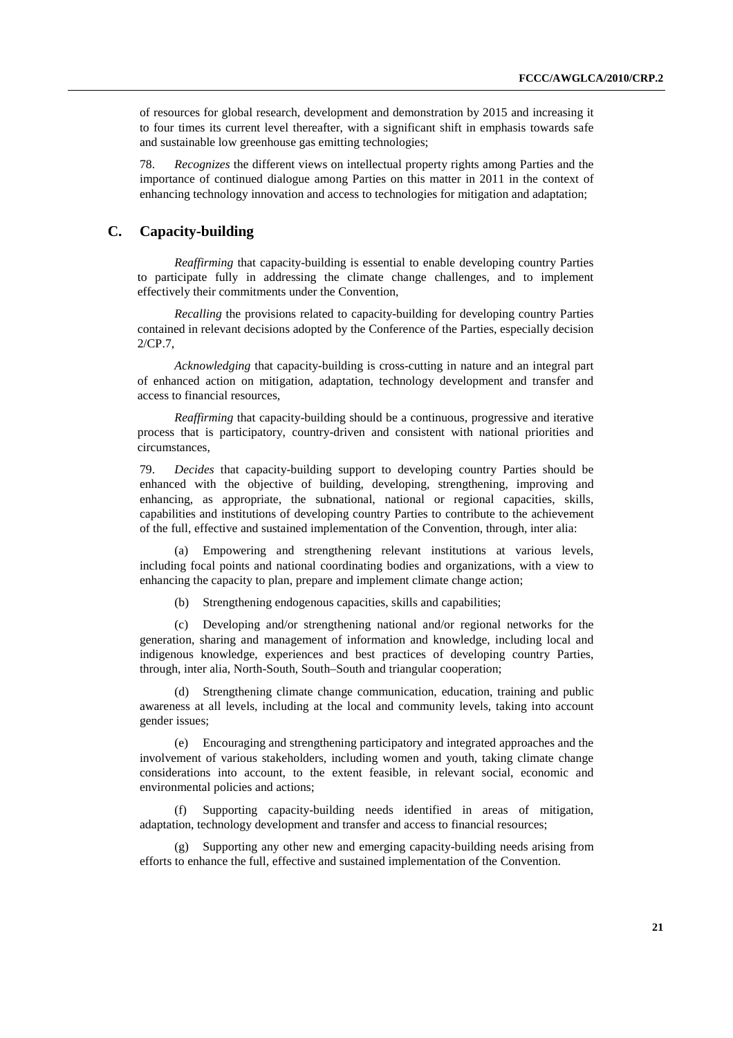of resources for global research, development and demonstration by 2015 and increasing it to four times its current level thereafter, with a significant shift in emphasis towards safe and sustainable low greenhouse gas emitting technologies;

78. *Recognizes* the different views on intellectual property rights among Parties and the importance of continued dialogue among Parties on this matter in 2011 in the context of enhancing technology innovation and access to technologies for mitigation and adaptation;

## C. Capacity-building

*Reaffirming* that capacity-building is essential to enable developing country Parties to participate fully in addressing the climate change challenges, and to implement effectively their commitments under the Convention,

*Recalling* the provisions related to capacity-building for developing country Parties contained in relevant decisions adopted by the Conference of the Parties, especially decision 2/CP.7,

*Acknowledging* that capacity-building is cross-cutting in nature and an integral part of enhanced action on mitigation, adaptation, technology development and transfer and access to financial resources,

*Reaffirming* that capacity-building should be a continuous, progressive and iterative process that is participatory, country-driven and consistent with national priorities and circumstances,

79. *Decides* that capacity-building support to developing country Parties should be enhanced with the objective of building, developing, strengthening, improving and enhancing, as appropriate, the subnational, national or regional capacities, skills, capabilities and institutions of developing country Parties to contribute to the achievement of the full, effective and sustained implementation of the Convention, through, inter alia:

(a) Empowering and strengthening relevant institutions at various levels, including focal points and national coordinating bodies and organizations, with a view to enhancing the capacity to plan, prepare and implement climate change action;

(b) Strengthening endogenous capacities, skills and capabilities;

(c) Developing and/or strengthening national and/or regional networks for the generation, sharing and management of information and knowledge, including local and indigenous knowledge, experiences and best practices of developing country Parties, through, inter alia, North-South, South–South and triangular cooperation;

(d) Strengthening climate change communication, education, training and public awareness at all levels, including at the local and community levels, taking into account gender issues;

(e) Encouraging and strengthening participatory and integrated approaches and the involvement of various stakeholders, including women and youth, taking climate change considerations into account, to the extent feasible, in relevant social, economic and environmental policies and actions;

(f) Supporting capacity-building needs identified in areas of mitigation, adaptation, technology development and transfer and access to financial resources;

(g) Supporting any other new and emerging capacity-building needs arising from efforts to enhance the full, effective and sustained implementation of the Convention.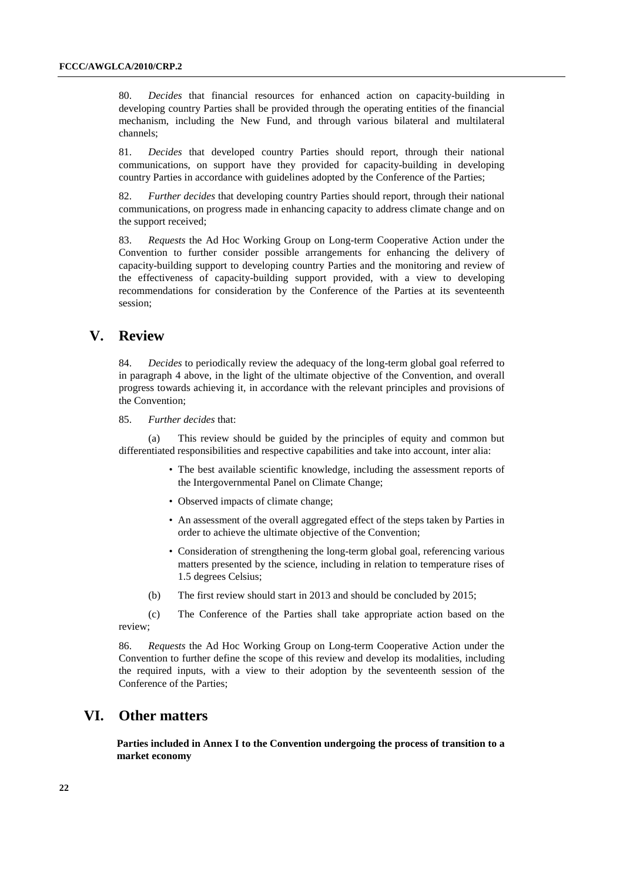80. *Decides* that financial resources for enhanced action on capacity-building in developing country Parties shall be provided through the operating entities of the financial mechanism, including the New Fund, and through various bilateral and multilateral channels;

81. *Decides* that developed country Parties should report, through their national communications, on support have they provided for capacity-building in developing country Parties in accordance with guidelines adopted by the Conference of the Parties;

82. *Further decides* that developing country Parties should report, through their national communications, on progress made in enhancing capacity to address climate change and on the support received;

83. *Requests* the Ad Hoc Working Group on Long-term Cooperative Action under the Convention to further consider possible arrangements for enhancing the delivery of capacity-building support to developing country Parties and the monitoring and review of the effectiveness of capacity-building support provided, with a view to developing recommendations for consideration by the Conference of the Parties at its seventeenth session;

# V. Review

84. *Decides* to periodically review the adequacy of the long-term global goal referred to in paragraph 4 above, in the light of the ultimate objective of the Convention, and overall progress towards achieving it, in accordance with the relevant principles and provisions of the Convention;

85. *Further decides* that:

(a) This review should be guided by the principles of equity and common but differentiated responsibilities and respective capabilities and take into account, inter alia:

- The best available scientific knowledge, including the assessment reports of the Intergovernmental Panel on Climate Change;
- Observed impacts of climate change;
- An assessment of the overall aggregated effect of the steps taken by Parties in order to achieve the ultimate objective of the Convention;
- Consideration of strengthening the long-term global goal, referencing various matters presented by the science, including in relation to temperature rises of 1.5 degrees Celsius;

(b) The first review should start in 2013 and should be concluded by 2015;

(c) The Conference of the Parties shall take appropriate action based on the review;

86. *Requests* the Ad Hoc Working Group on Long-term Cooperative Action under the Convention to further define the scope of this review and develop its modalities, including the required inputs, with a view to their adoption by the seventeenth session of the Conference of the Parties;

# VI. Other matters

**Parties included in Annex I to the Convention undergoing the process of transition to a market economy**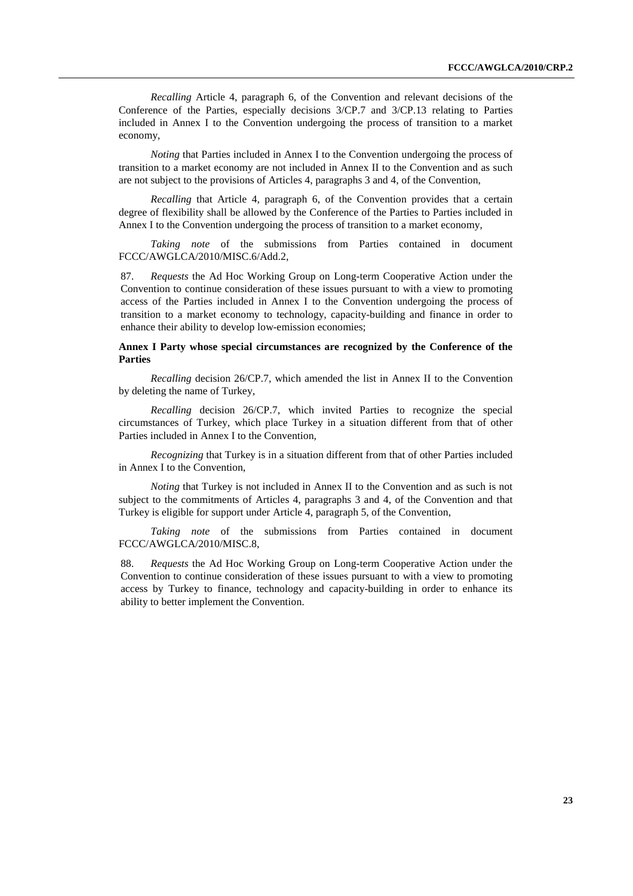*Recalling* Article 4, paragraph 6, of the Convention and relevant decisions of the Conference of the Parties, especially decisions 3/CP.7 and 3/CP.13 relating to Parties included in Annex I to the Convention undergoing the process of transition to a market economy,

*Noting* that Parties included in Annex I to the Convention undergoing the process of transition to a market economy are not included in Annex II to the Convention and as such are not subject to the provisions of Articles 4, paragraphs 3 and 4, of the Convention,

*Recalling* that Article 4, paragraph 6, of the Convention provides that a certain degree of flexibility shall be allowed by the Conference of the Parties to Parties included in Annex I to the Convention undergoing the process of transition to a market economy,

*Taking note* of the submissions from Parties contained in document FCCC/AWGLCA/2010/MISC.6/Add.2,

87. *Requests* the Ad Hoc Working Group on Long-term Cooperative Action under the Convention to continue consideration of these issues pursuant to with a view to promoting access of the Parties included in Annex I to the Convention undergoing the process of transition to a market economy to technology, capacity-building and finance in order to enhance their ability to develop low-emission economies;

**Annex I Party whose special circumstances are recognized by the Conference of the Parties**

*Recalling* decision 26/CP.7, which amended the list in Annex II to the Convention by deleting the name of Turkey,

*Recalling* decision 26/CP.7, which invited Parties to recognize the special circumstances of Turkey, which place Turkey in a situation different from that of other Parties included in Annex I to the Convention,

*Recognizing* that Turkey is in a situation different from that of other Parties included in Annex I to the Convention,

*Noting* that Turkey is not included in Annex II to the Convention and as such is not subject to the commitments of Articles 4, paragraphs 3 and 4, of the Convention and that Turkey is eligible for support under Article 4, paragraph 5, of the Convention,

*Taking note* of the submissions from Parties contained in document FCCC/AWGLCA/2010/MISC.8,

88. *Requests* the Ad Hoc Working Group on Long-term Cooperative Action under the Convention to continue consideration of these issues pursuant to with a view to promoting access by Turkey to finance, technology and capacity-building in order to enhance its ability to better implement the Convention.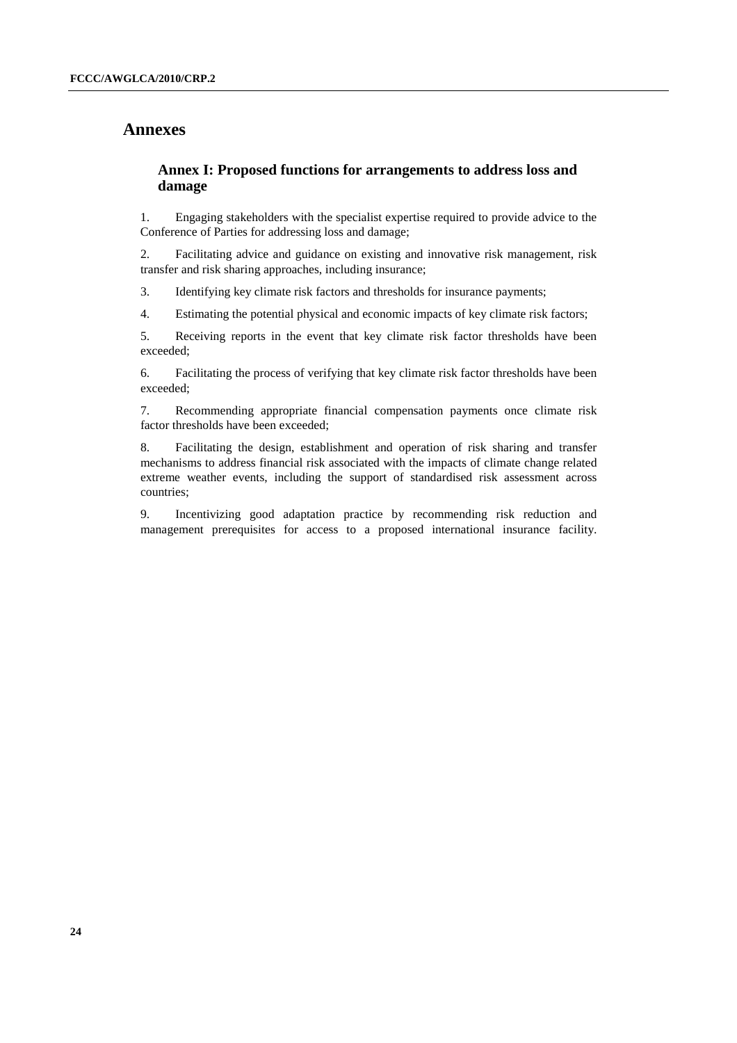# Annexes

## Annex I: Proposed functions for arrangements to address loss and damage

1. Engaging stakeholders with the specialist expertise required to provide advice to the Conference of Parties for addressing loss and damage;

2. Facilitating advice and guidance on existing and innovative risk management, risk transfer and risk sharing approaches, including insurance;

3. Identifying key climate risk factors and thresholds for insurance payments;

4. Estimating the potential physical and economic impacts of key climate risk factors;

5. Receiving reports in the event that key climate risk factor thresholds have been exceeded;

6. Facilitating the process of verifying that key climate risk factor thresholds have been exceeded;

7. Recommending appropriate financial compensation payments once climate risk factor thresholds have been exceeded;

8. Facilitating the design, establishment and operation of risk sharing and transfer mechanisms to address financial risk associated with the impacts of climate change related extreme weather events, including the support of standardised risk assessment across countries;

9. Incentivizing good adaptation practice by recommending risk reduction and management prerequisites for access to a proposed international insurance facility.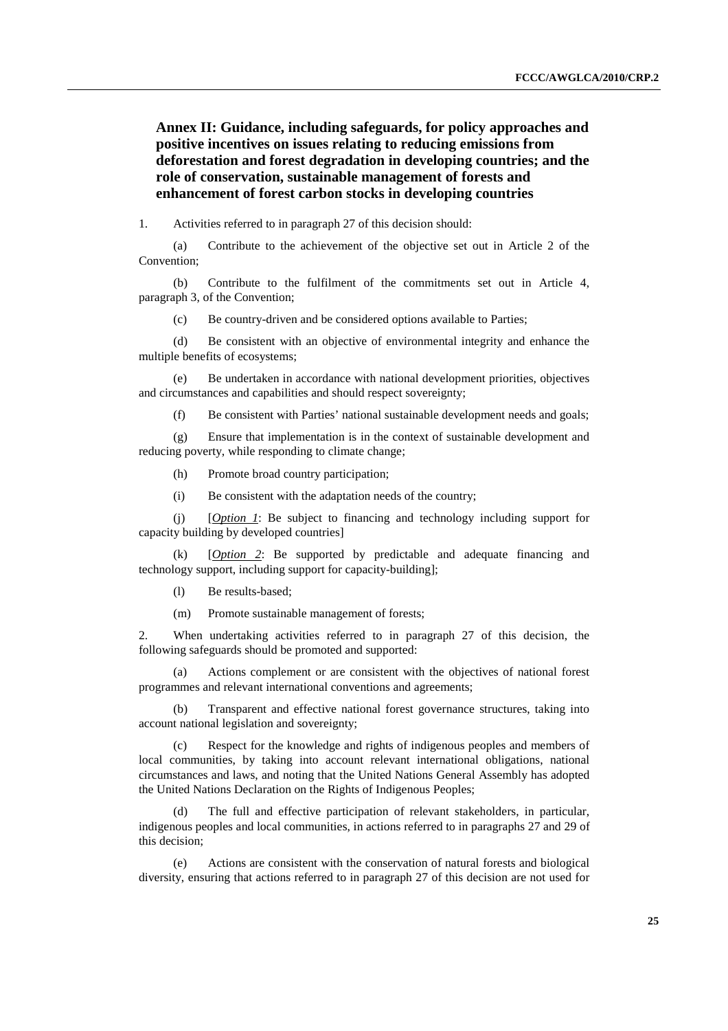## Annex II: Guidance, including safeguards, for policy approaches and positive incentives on issues relating to reducing emissions from deforestation and forest degradation in developing countries; and the role of conservation, sustainable management of forests and enhancement of forest carbon stocks in developing countries

1. Activities referred to in paragraph 27 of this decision should:

(a) Contribute to the achievement of the objective set out in Article 2 of the Convention;

(b) Contribute to the fulfilment of the commitments set out in Article 4, paragraph 3, of the Convention;

(c) Be country-driven and be considered options available to Parties;

(d) Be consistent with an objective of environmental integrity and enhance the multiple benefits of ecosystems;

(e) Be undertaken in accordance with national development priorities, objectives and circumstances and capabilities and should respect sovereignty;

(f) Be consistent with Parties' national sustainable development needs and goals;

(g) Ensure that implementation is in the context of sustainable development and reducing poverty, while responding to climate change;

(h) Promote broad country participation;

(i) Be consistent with the adaptation needs of the country;

(j) [*Option 1*: Be subject to financing and technology including support for capacity building by developed countries]

(k) [*Option 2*: Be supported by predictable and adequate financing and technology support, including support for capacity-building];

(l) Be results-based;

(m) Promote sustainable management of forests;

2. When undertaking activities referred to in paragraph 27 of this decision, the following safeguards should be promoted and supported:

(a) Actions complement or are consistent with the objectives of national forest programmes and relevant international conventions and agreements;

(b) Transparent and effective national forest governance structures, taking into account national legislation and sovereignty;

(c) Respect for the knowledge and rights of indigenous peoples and members of local communities, by taking into account relevant international obligations, national circumstances and laws, and noting that the United Nations General Assembly has adopted the United Nations Declaration on the Rights of Indigenous Peoples;

(d) The full and effective participation of relevant stakeholders, in particular, indigenous peoples and local communities, in actions referred to in paragraphs 27 and 29 of this decision;

(e) Actions are consistent with the conservation of natural forests and biological diversity, ensuring that actions referred to in paragraph 27 of this decision are not used for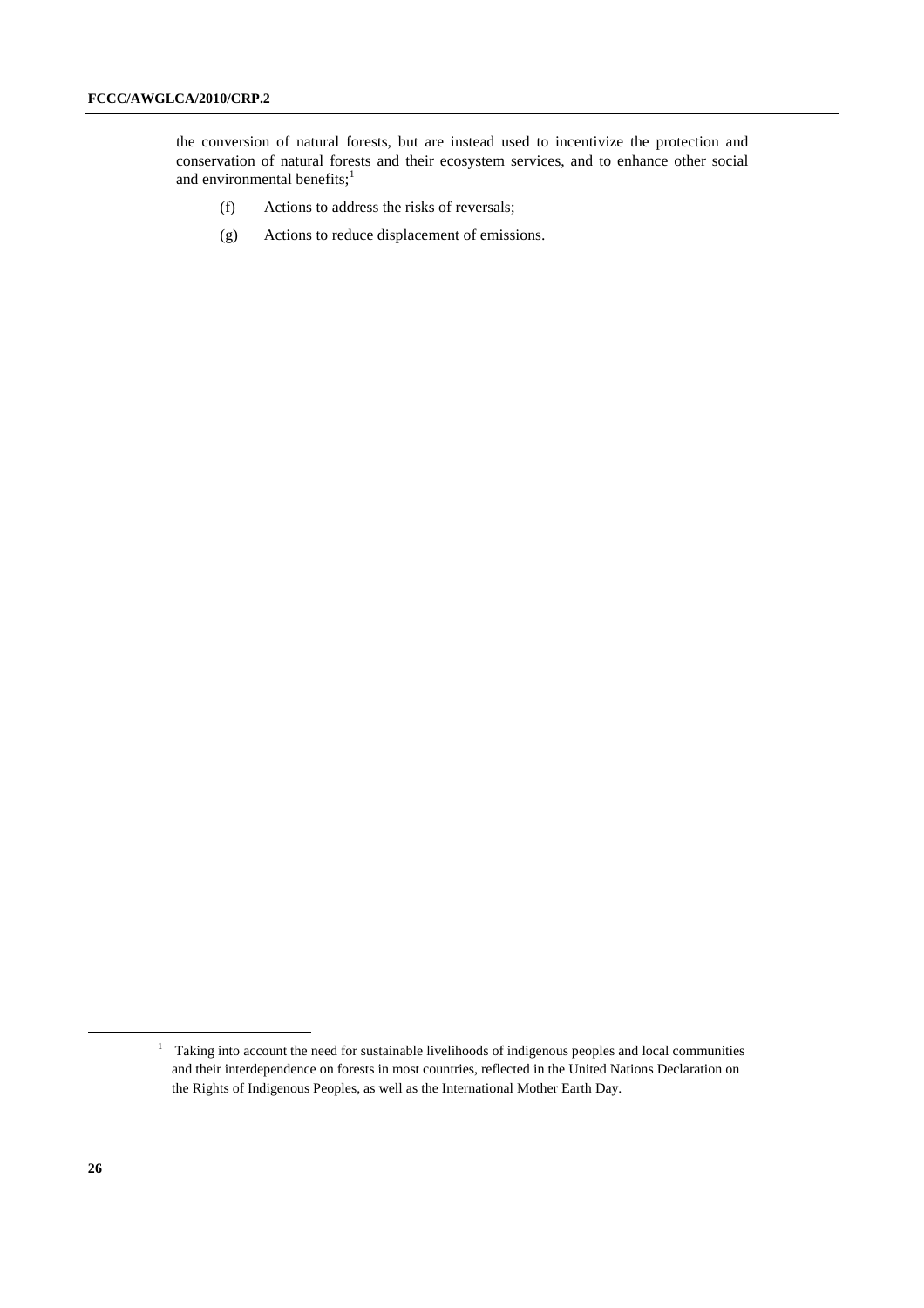the conversion of natural forests, but are instead used to incentivize the protection and conservation of natural forests and their ecosystem services, and to enhance other social and environmental benefits;[1]

(f) Actions to address the risks of reversals;

(g) Actions to reduce displacement of emissions.

---

[1] Taking into account the need for sustainable livelihoods of indigenous peoples and local communities and their interdependence on forests in most countries, reflected in the United Nations Declaration on the Rights of Indigenous Peoples, as well as the International Mother Earth Day.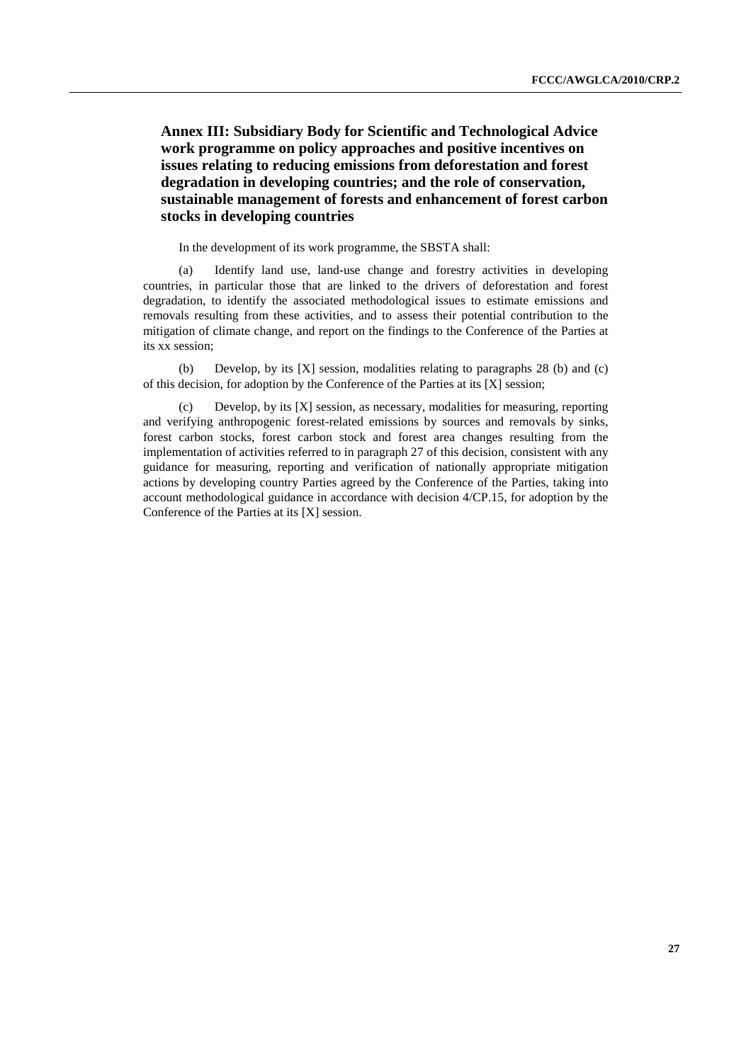## Annex III: Subsidiary Body for Scientific and Technological Advice work programme on policy approaches and positive incentives on issues relating to reducing emissions from deforestation and forest degradation in developing countries; and the role of conservation, sustainable management of forests and enhancement of forest carbon stocks in developing countries

In the development of its work programme, the SBSTA shall:

(a) Identify land use, land-use change and forestry activities in developing countries, in particular those that are linked to the drivers of deforestation and forest degradation, to identify the associated methodological issues to estimate emissions and removals resulting from these activities, and to assess their potential contribution to the mitigation of climate change, and report on the findings to the Conference of the Parties at its xx session;

(b) Develop, by its [X] session, modalities relating to paragraphs 28 (b) and (c) of this decision, for adoption by the Conference of the Parties at its [X] session;

(c) Develop, by its [X] session, as necessary, modalities for measuring, reporting and verifying anthropogenic forest-related emissions by sources and removals by sinks, forest carbon stocks, forest carbon stock and forest area changes resulting from the implementation of activities referred to in paragraph 27 of this decision, consistent with any guidance for measuring, reporting and verification of nationally appropriate mitigation actions by developing country Parties agreed by the Conference of the Parties, taking into account methodological guidance in accordance with decision 4/CP.15, for adoption by the Conference of the Parties at its [X] session.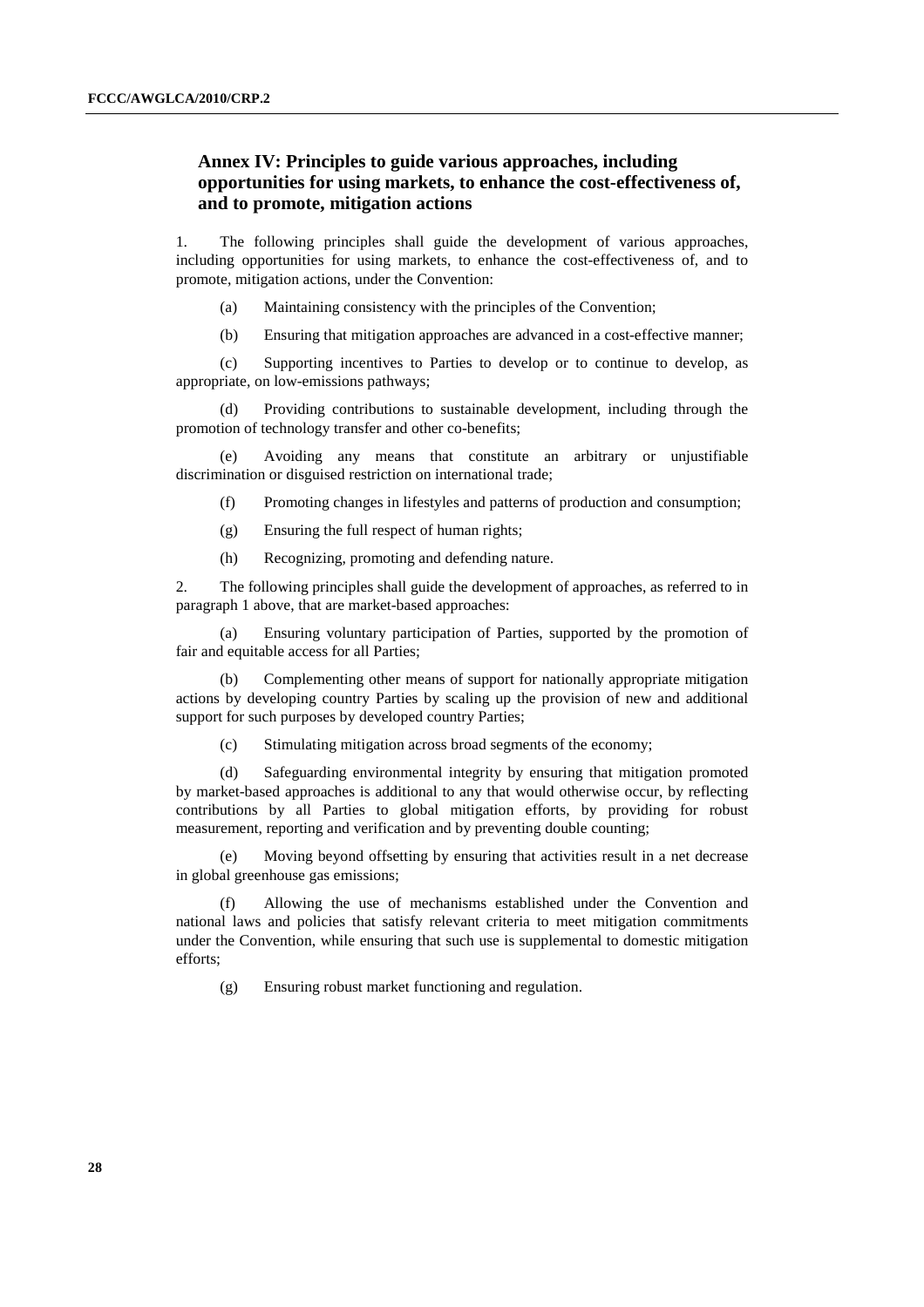## Annex IV: Principles to guide various approaches, including opportunities for using markets, to enhance the cost-effectiveness of, and to promote, mitigation actions

1. The following principles shall guide the development of various approaches, including opportunities for using markets, to enhance the cost-effectiveness of, and to promote, mitigation actions, under the Convention:

(a) Maintaining consistency with the principles of the Convention;

(b) Ensuring that mitigation approaches are advanced in a cost-effective manner;

(c) Supporting incentives to Parties to develop or to continue to develop, as appropriate, on low-emissions pathways;

(d) Providing contributions to sustainable development, including through the promotion of technology transfer and other co-benefits;

(e) Avoiding any means that constitute an arbitrary or unjustifiable discrimination or disguised restriction on international trade;

(f) Promoting changes in lifestyles and patterns of production and consumption;

(g) Ensuring the full respect of human rights;

(h) Recognizing, promoting and defending nature.

2. The following principles shall guide the development of approaches, as referred to in paragraph 1 above, that are market-based approaches:

(a) Ensuring voluntary participation of Parties, supported by the promotion of fair and equitable access for all Parties;

(b) Complementing other means of support for nationally appropriate mitigation actions by developing country Parties by scaling up the provision of new and additional support for such purposes by developed country Parties;

(c) Stimulating mitigation across broad segments of the economy;

(d) Safeguarding environmental integrity by ensuring that mitigation promoted by market-based approaches is additional to any that would otherwise occur, by reflecting contributions by all Parties to global mitigation efforts, by providing for robust measurement, reporting and verification and by preventing double counting;

(e) Moving beyond offsetting by ensuring that activities result in a net decrease in global greenhouse gas emissions;

(f) Allowing the use of mechanisms established under the Convention and national laws and policies that satisfy relevant criteria to meet mitigation commitments under the Convention, while ensuring that such use is supplemental to domestic mitigation efforts;

(g) Ensuring robust market functioning and regulation.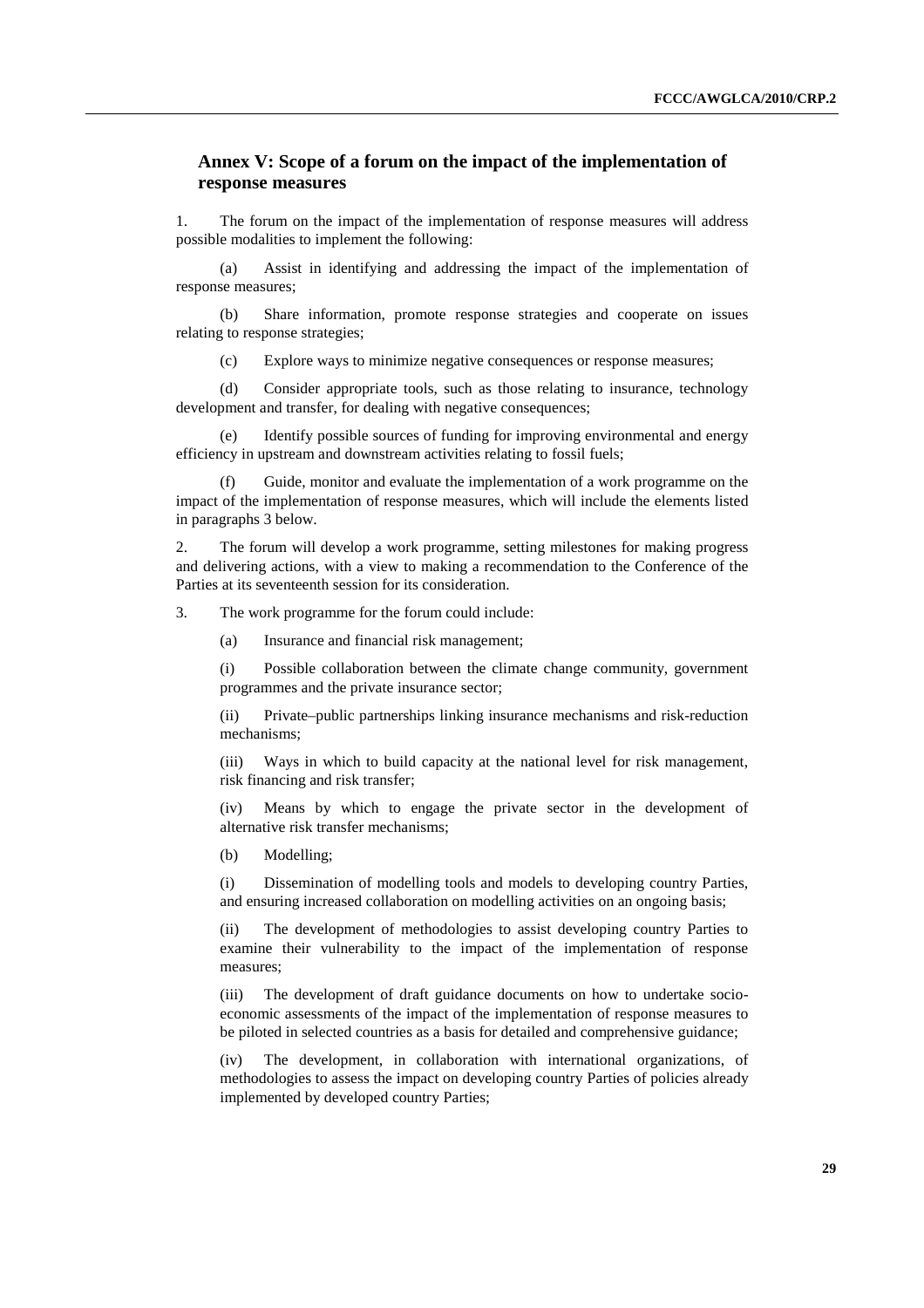## Annex V: Scope of a forum on the impact of the implementation of response measures

1. The forum on the impact of the implementation of response measures will address possible modalities to implement the following:

(a) Assist in identifying and addressing the impact of the implementation of response measures;

(b) Share information, promote response strategies and cooperate on issues relating to response strategies;

(c) Explore ways to minimize negative consequences or response measures;

(d) Consider appropriate tools, such as those relating to insurance, technology development and transfer, for dealing with negative consequences;

(e) Identify possible sources of funding for improving environmental and energy efficiency in upstream and downstream activities relating to fossil fuels;

(f) Guide, monitor and evaluate the implementation of a work programme on the impact of the implementation of response measures, which will include the elements listed in paragraphs 3 below.

2. The forum will develop a work programme, setting milestones for making progress and delivering actions, with a view to making a recommendation to the Conference of the Parties at its seventeenth session for its consideration.

3. The work programme for the forum could include:

(a) Insurance and financial risk management;

(i) Possible collaboration between the climate change community, government programmes and the private insurance sector;

(ii) Private–public partnerships linking insurance mechanisms and risk-reduction mechanisms;

(iii) Ways in which to build capacity at the national level for risk management, risk financing and risk transfer;

(iv) Means by which to engage the private sector in the development of alternative risk transfer mechanisms;

(b) Modelling;

(i) Dissemination of modelling tools and models to developing country Parties, and ensuring increased collaboration on modelling activities on an ongoing basis;

(ii) The development of methodologies to assist developing country Parties to examine their vulnerability to the impact of the implementation of response measures;

(iii) The development of draft guidance documents on how to undertake socio-economic assessments of the impact of the implementation of response measures to be piloted in selected countries as a basis for detailed and comprehensive guidance;

(iv) The development, in collaboration with international organizations, of methodologies to assess the impact on developing country Parties of policies already implemented by developed country Parties;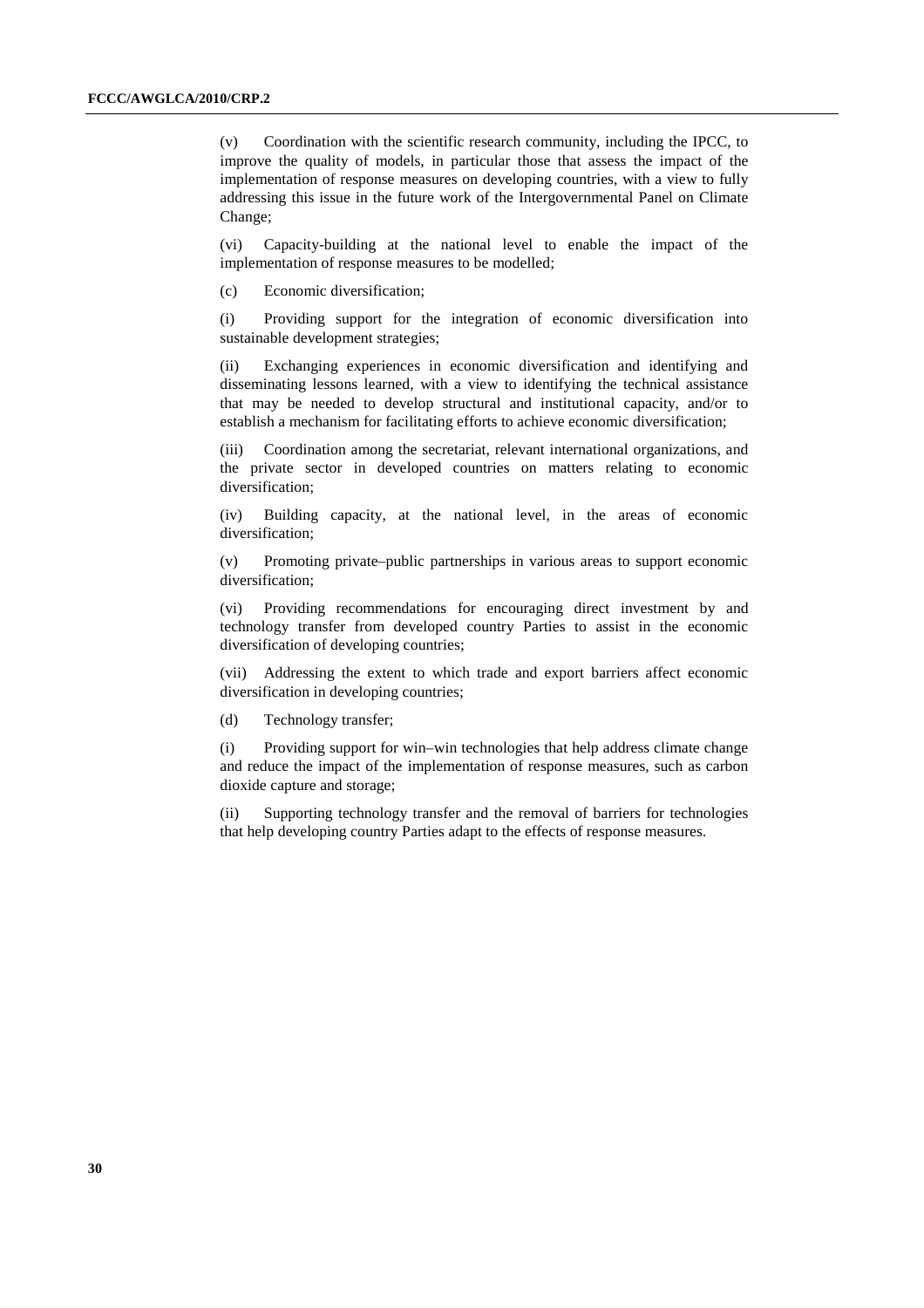(v) Coordination with the scientific research community, including the IPCC, to improve the quality of models, in particular those that assess the impact of the implementation of response measures on developing countries, with a view to fully addressing this issue in the future work of the Intergovernmental Panel on Climate Change;

(vi) Capacity-building at the national level to enable the impact of the implementation of response measures to be modelled;

(c) Economic diversification;

(i) Providing support for the integration of economic diversification into sustainable development strategies;

(ii) Exchanging experiences in economic diversification and identifying and disseminating lessons learned, with a view to identifying the technical assistance that may be needed to develop structural and institutional capacity, and/or to establish a mechanism for facilitating efforts to achieve economic diversification;

(iii) Coordination among the secretariat, relevant international organizations, and the private sector in developed countries on matters relating to economic diversification;

(iv) Building capacity, at the national level, in the areas of economic diversification;

(v) Promoting private–public partnerships in various areas to support economic diversification;

(vi) Providing recommendations for encouraging direct investment by and technology transfer from developed country Parties to assist in the economic diversification of developing countries;

(vii) Addressing the extent to which trade and export barriers affect economic diversification in developing countries;

(d) Technology transfer;

(i) Providing support for win–win technologies that help address climate change and reduce the impact of the implementation of response measures, such as carbon dioxide capture and storage;

(ii) Supporting technology transfer and the removal of barriers for technologies that help developing country Parties adapt to the effects of response measures.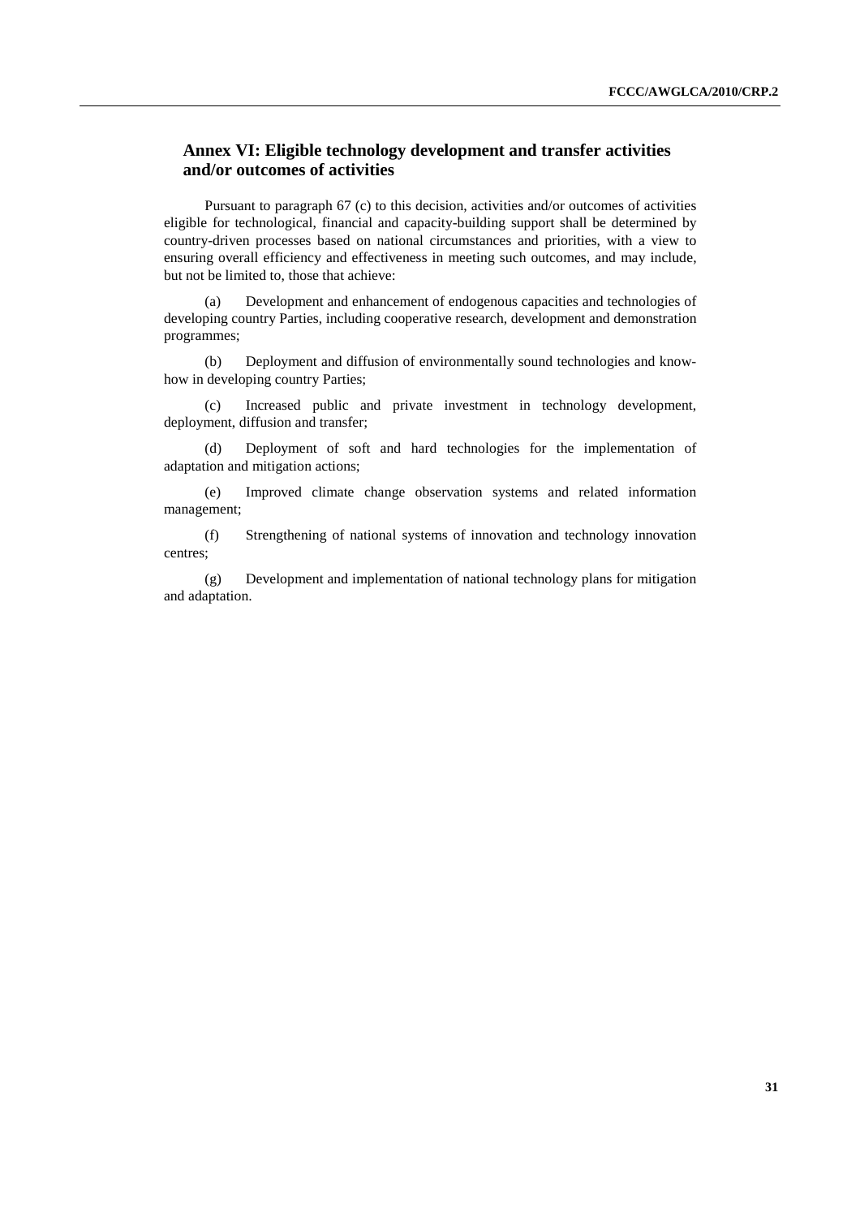## Annex VI: Eligible technology development and transfer activities and/or outcomes of activities

Pursuant to paragraph 67 (c) to this decision, activities and/or outcomes of activities eligible for technological, financial and capacity-building support shall be determined by country-driven processes based on national circumstances and priorities, with a view to ensuring overall efficiency and effectiveness in meeting such outcomes, and may include, but not be limited to, those that achieve:

(a) Development and enhancement of endogenous capacities and technologies of developing country Parties, including cooperative research, development and demonstration programmes;

(b) Deployment and diffusion of environmentally sound technologies and know-how in developing country Parties;

(c) Increased public and private investment in technology development, deployment, diffusion and transfer;

(d) Deployment of soft and hard technologies for the implementation of adaptation and mitigation actions;

(e) Improved climate change observation systems and related information management;

(f) Strengthening of national systems of innovation and technology innovation centres;

(g) Development and implementation of national technology plans for mitigation and adaptation.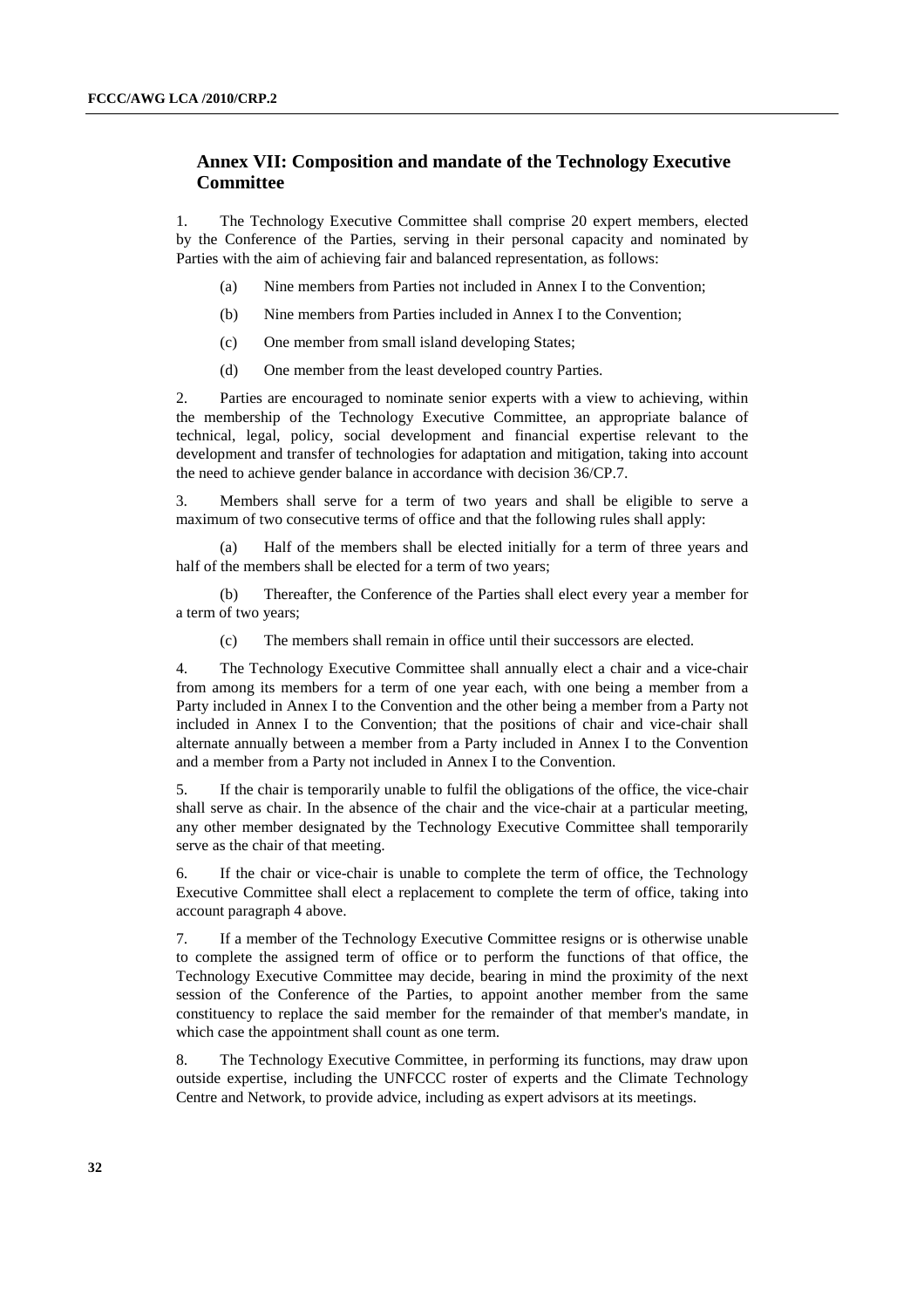## Annex VII: Composition and mandate of the Technology Executive Committee

1. The Technology Executive Committee shall comprise 20 expert members, elected by the Conference of the Parties, serving in their personal capacity and nominated by Parties with the aim of achieving fair and balanced representation, as follows:

   (a) Nine members from Parties not included in Annex I to the Convention;

   (b) Nine members from Parties included in Annex I to the Convention;

   (c) One member from small island developing States;

   (d) One member from the least developed country Parties.

2. Parties are encouraged to nominate senior experts with a view to achieving, within the membership of the Technology Executive Committee, an appropriate balance of technical, legal, policy, social development and financial expertise relevant to the development and transfer of technologies for adaptation and mitigation, taking into account the need to achieve gender balance in accordance with decision 36/CP.7.

3. Members shall serve for a term of two years and shall be eligible to serve a maximum of two consecutive terms of office and that the following rules shall apply:

   (a) Half of the members shall be elected initially for a term of three years and half of the members shall be elected for a term of two years;

   (b) Thereafter, the Conference of the Parties shall elect every year a member for a term of two years;

   (c) The members shall remain in office until their successors are elected.

4. The Technology Executive Committee shall annually elect a chair and a vice-chair from among its members for a term of one year each, with one being a member from a Party included in Annex I to the Convention and the other being a member from a Party not included in Annex I to the Convention; that the positions of chair and vice-chair shall alternate annually between a member from a Party included in Annex I to the Convention and a member from a Party not included in Annex I to the Convention.

5. If the chair is temporarily unable to fulfil the obligations of the office, the vice-chair shall serve as chair. In the absence of the chair and the vice-chair at a particular meeting, any other member designated by the Technology Executive Committee shall temporarily serve as the chair of that meeting.

6. If the chair or vice-chair is unable to complete the term of office, the Technology Executive Committee shall elect a replacement to complete the term of office, taking into account paragraph 4 above.

7. If a member of the Technology Executive Committee resigns or is otherwise unable to complete the assigned term of office or to perform the functions of that office, the Technology Executive Committee may decide, bearing in mind the proximity of the next session of the Conference of the Parties, to appoint another member from the same constituency to replace the said member for the remainder of that member's mandate, in which case the appointment shall count as one term.

8. The Technology Executive Committee, in performing its functions, may draw upon outside expertise, including the UNFCCC roster of experts and the Climate Technology Centre and Network, to provide advice, including as expert advisors at its meetings.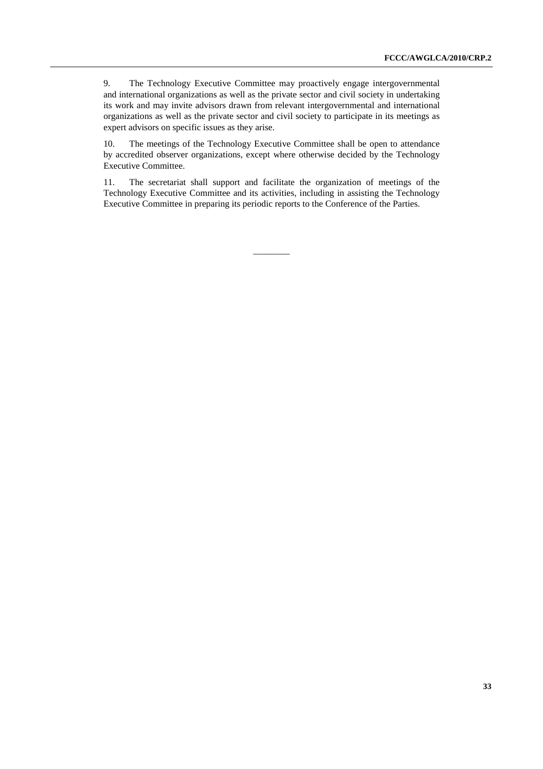9. The Technology Executive Committee may proactively engage intergovernmental and international organizations as well as the private sector and civil society in undertaking its work and may invite advisors drawn from relevant intergovernmental and international organizations as well as the private sector and civil society to participate in its meetings as expert advisors on specific issues as they arise.

10. The meetings of the Technology Executive Committee shall be open to attendance by accredited observer organizations, except where otherwise decided by the Technology Executive Committee.

11. The secretariat shall support and facilitate the organization of meetings of the Technology Executive Committee and its activities, including in assisting the Technology Executive Committee in preparing its periodic reports to the Conference of the Parties.